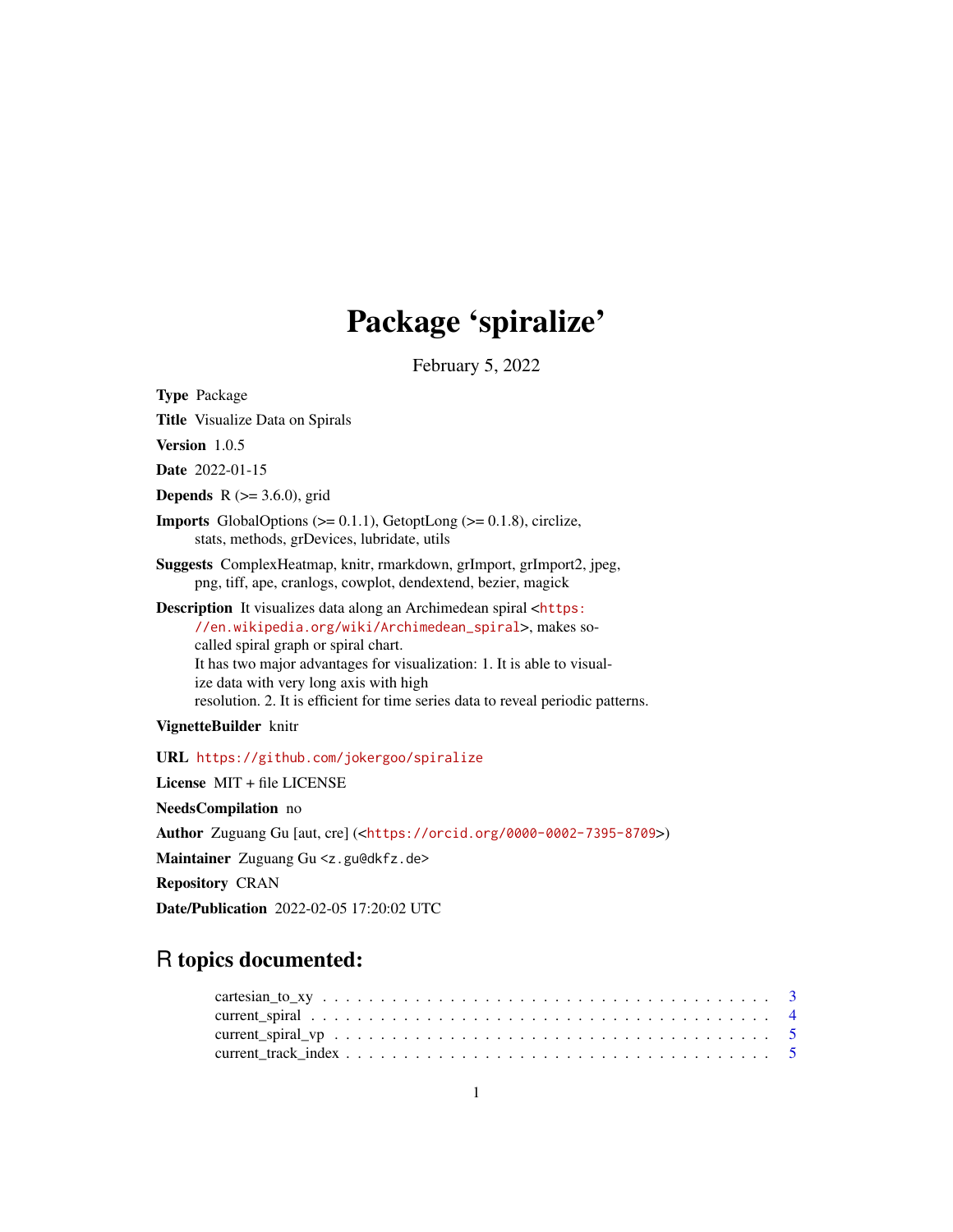# Package 'spiralize'

February 5, 2022

**Type** Package

**Title** Visualize Data on Spirals

**Version** 1.0.5

**Date** 2022-01-15

**Depends** R (>= 3.6.0), grid

**Imports** GlobalOptions (>= 0.1.1), GetoptLong (>= 0.1.8), circlize, stats, methods, grDevices, lubridate, utils

**Suggests** ComplexHeatmap, knitr, rmarkdown, grImport, grImport2, jpeg, png, tiff, ape, cranlogs, cowplot, dendextend, bezier, magick

**Description** It visualizes data along an Archimedean spiral <https://en.wikipedia.org/wiki/Archimedean_spiral>, makes so-called spiral graph or spiral chart.
It has two major advantages for visualization: 1. It is able to visualize data with very long axis with high resolution. 2. It is efficient for time series data to reveal periodic patterns.

**VignetteBuilder** knitr

**URL** https://github.com/jokergoo/spiralize

**License** MIT + file LICENSE

**NeedsCompilation** no

**Author** Zuguang Gu [aut, cre] (<https://orcid.org/0000-0002-7395-8709>)

**Maintainer** Zuguang Gu <z.gu@dkfz.de>

**Repository** CRAN

**Date/Publication** 2022-02-05 17:20:02 UTC

## R topics documented:

- cartesian_to_xy . . . . . . . . . . . . . . . . . . . . . . . . . . . . . . . . . . . . . . 3
- current_spiral . . . . . . . . . . . . . . . . . . . . . . . . . . . . . . . . . . . . . . 4
- current_spiral_vp . . . . . . . . . . . . . . . . . . . . . . . . . . . . . . . . . . . . 5
- current_track_index . . . . . . . . . . . . . . . . . . . . . . . . . . . . . . . . . . . 5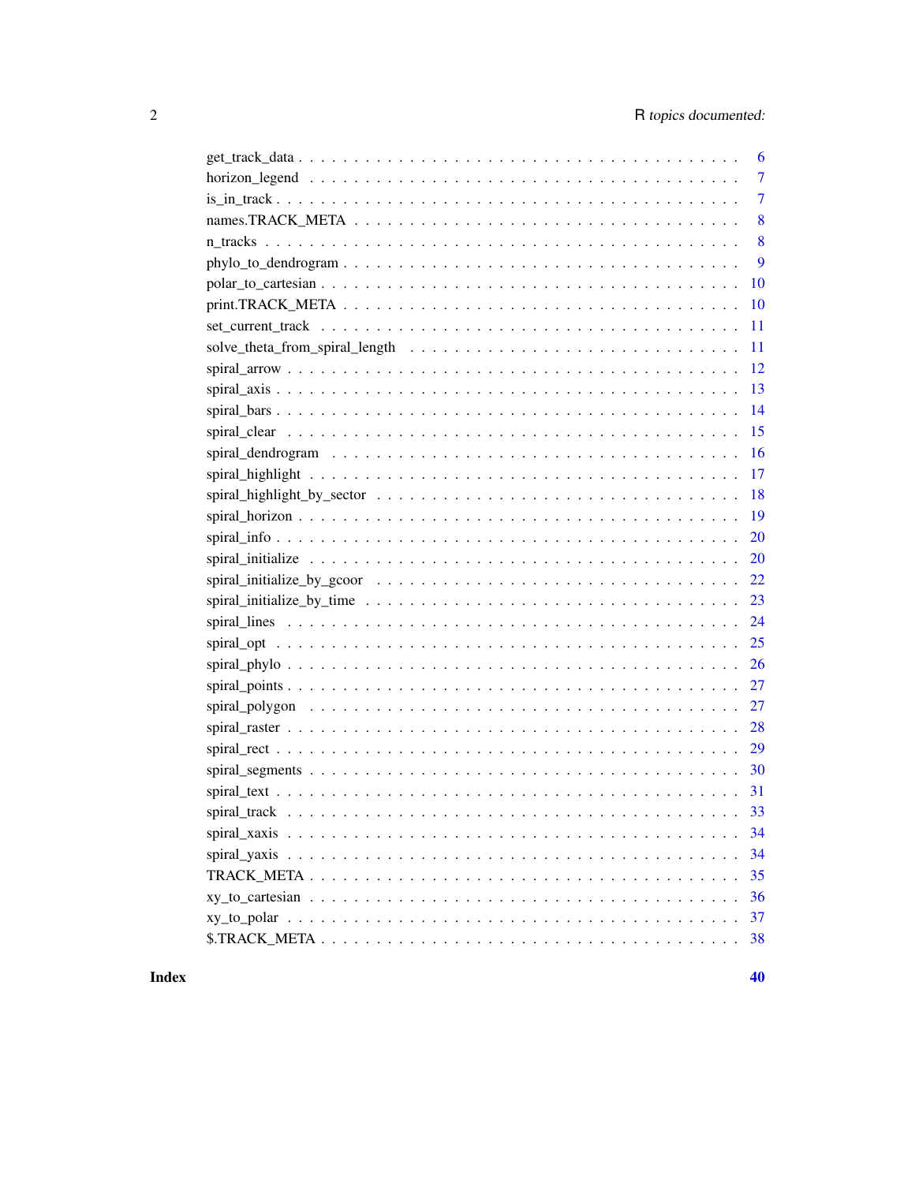get_track_data . . . . . . . . . . . . . . . . . . . . . . . . . . . . . . . . . . . . . . . 6
horizon_legend . . . . . . . . . . . . . . . . . . . . . . . . . . . . . . . . . . . . . . . 7
is_in_track . . . . . . . . . . . . . . . . . . . . . . . . . . . . . . . . . . . . . . . . . 7
names.TRACK_META . . . . . . . . . . . . . . . . . . . . . . . . . . . . . . . . . . . . 8
n_tracks . . . . . . . . . . . . . . . . . . . . . . . . . . . . . . . . . . . . . . . . . . 8
phylo_to_dendrogram . . . . . . . . . . . . . . . . . . . . . . . . . . . . . . . . . . . 9
polar_to_cartesian . . . . . . . . . . . . . . . . . . . . . . . . . . . . . . . . . . . . 10
print.TRACK_META . . . . . . . . . . . . . . . . . . . . . . . . . . . . . . . . . . . . 10
set_current_track . . . . . . . . . . . . . . . . . . . . . . . . . . . . . . . . . . . . 11
solve_theta_from_spiral_length . . . . . . . . . . . . . . . . . . . . . . . . . . . . 11
spiral_arrow . . . . . . . . . . . . . . . . . . . . . . . . . . . . . . . . . . . . . . . 12
spiral_axis . . . . . . . . . . . . . . . . . . . . . . . . . . . . . . . . . . . . . . . . 13
spiral_bars . . . . . . . . . . . . . . . . . . . . . . . . . . . . . . . . . . . . . . . . 14
spiral_clear . . . . . . . . . . . . . . . . . . . . . . . . . . . . . . . . . . . . . . . 15
spiral_dendrogram . . . . . . . . . . . . . . . . . . . . . . . . . . . . . . . . . . . . 16
spiral_highlight . . . . . . . . . . . . . . . . . . . . . . . . . . . . . . . . . . . . . 17
spiral_highlight_by_sector . . . . . . . . . . . . . . . . . . . . . . . . . . . . . . . 18
spiral_horizon . . . . . . . . . . . . . . . . . . . . . . . . . . . . . . . . . . . . . . 19
spiral_info . . . . . . . . . . . . . . . . . . . . . . . . . . . . . . . . . . . . . . . . 20
spiral_initialize . . . . . . . . . . . . . . . . . . . . . . . . . . . . . . . . . . . . . 20
spiral_initialize_by_gcoor . . . . . . . . . . . . . . . . . . . . . . . . . . . . . . . 22
spiral_initialize_by_time . . . . . . . . . . . . . . . . . . . . . . . . . . . . . . . . 23
spiral_lines . . . . . . . . . . . . . . . . . . . . . . . . . . . . . . . . . . . . . . . 24
spiral_opt . . . . . . . . . . . . . . . . . . . . . . . . . . . . . . . . . . . . . . . . 25
spiral_phylo . . . . . . . . . . . . . . . . . . . . . . . . . . . . . . . . . . . . . . . 26
spiral_points . . . . . . . . . . . . . . . . . . . . . . . . . . . . . . . . . . . . . . . 27
spiral_polygon . . . . . . . . . . . . . . . . . . . . . . . . . . . . . . . . . . . . . . 27
spiral_raster . . . . . . . . . . . . . . . . . . . . . . . . . . . . . . . . . . . . . . . 28
spiral_rect . . . . . . . . . . . . . . . . . . . . . . . . . . . . . . . . . . . . . . . . 29
spiral_segments . . . . . . . . . . . . . . . . . . . . . . . . . . . . . . . . . . . . . 30
spiral_text . . . . . . . . . . . . . . . . . . . . . . . . . . . . . . . . . . . . . . . . 31
spiral_track . . . . . . . . . . . . . . . . . . . . . . . . . . . . . . . . . . . . . . . 33
spiral_xaxis . . . . . . . . . . . . . . . . . . . . . . . . . . . . . . . . . . . . . . . 34
spiral_yaxis . . . . . . . . . . . . . . . . . . . . . . . . . . . . . . . . . . . . . . . 34
TRACK_META . . . . . . . . . . . . . . . . . . . . . . . . . . . . . . . . . . . . . . 35
xy_to_cartesian . . . . . . . . . . . . . . . . . . . . . . . . . . . . . . . . . . . . . 36
xy_to_polar . . . . . . . . . . . . . . . . . . . . . . . . . . . . . . . . . . . . . . . 37
$.TRACK_META . . . . . . . . . . . . . . . . . . . . . . . . . . . . . . . . . . . . . 38

**Index** **40**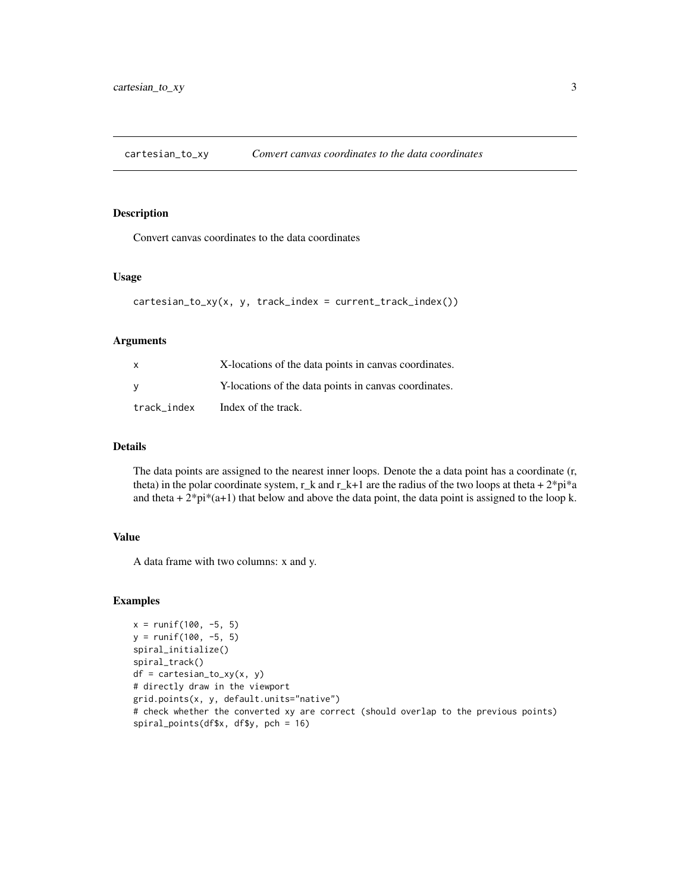# cartesian_to_xy — *Convert canvas coordinates to the data coordinates*

## Description

Convert canvas coordinates to the data coordinates

## Usage

```
cartesian_to_xy(x, y, track_index = current_track_index())
```

## Arguments

| | |
|---|---|
| x | X-locations of the data points in canvas coordinates. |
| y | Y-locations of the data points in canvas coordinates. |
| track_index | Index of the track. |

## Details

The data points are assigned to the nearest inner loops. Denote the a data point has a coordinate (r, theta) in the polar coordinate system, r_k and r_k+1 are the radius of the two loops at theta + 2*pi*a and theta + 2*pi*(a+1) that below and above the data point, the data point is assigned to the loop k.

## Value

A data frame with two columns: x and y.

## Examples

```
x = runif(100, -5, 5)
y = runif(100, -5, 5)
spiral_initialize()
spiral_track()
df = cartesian_to_xy(x, y)
# directly draw in the viewport
grid.points(x, y, default.units="native")
# check whether the converted xy are correct (should overlap to the previous points)
spiral_points(df$x, df$y, pch = 16)
```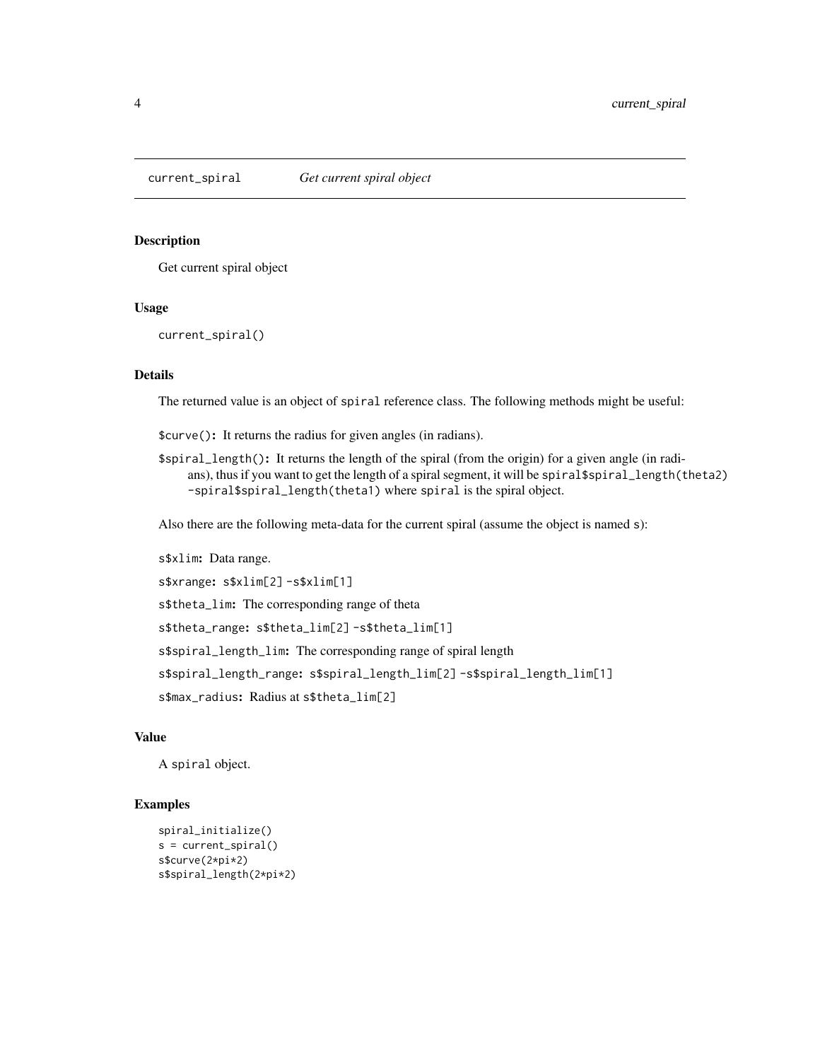`current_spiral` *Get current spiral object*

## Description

Get current spiral object

## Usage

```
current_spiral()
```

## Details

The returned value is an object of `spiral` reference class. The following methods might be useful:

**`$curve()`:** It returns the radius for given angles (in radians).

**`$spiral_length()`:** It returns the length of the spiral (from the origin) for a given angle (in radians), thus if you want to get the length of a spiral segment, it will be `spiral$spiral_length(theta2) -spiral$spiral_length(theta1)` where `spiral` is the spiral object.

Also there are the following meta-data for the current spiral (assume the object is named `s`):

**`s$xlim`:** Data range.

**`s$xrange`:** `s$xlim[2] -s$xlim[1]`

**`s$theta_lim`:** The corresponding range of theta

**`s$theta_range`:** `s$theta_lim[2] -s$theta_lim[1]`

**`s$spiral_length_lim`:** The corresponding range of spiral length

**`s$spiral_length_range`:** `s$spiral_length_lim[2] -s$spiral_length_lim[1]`

**`s$max_radius`:** Radius at `s$theta_lim[2]`

## Value

A `spiral` object.

## Examples

```
spiral_initialize()
s = current_spiral()
s$curve(2*pi*2)
s$spiral_length(2*pi*2)
```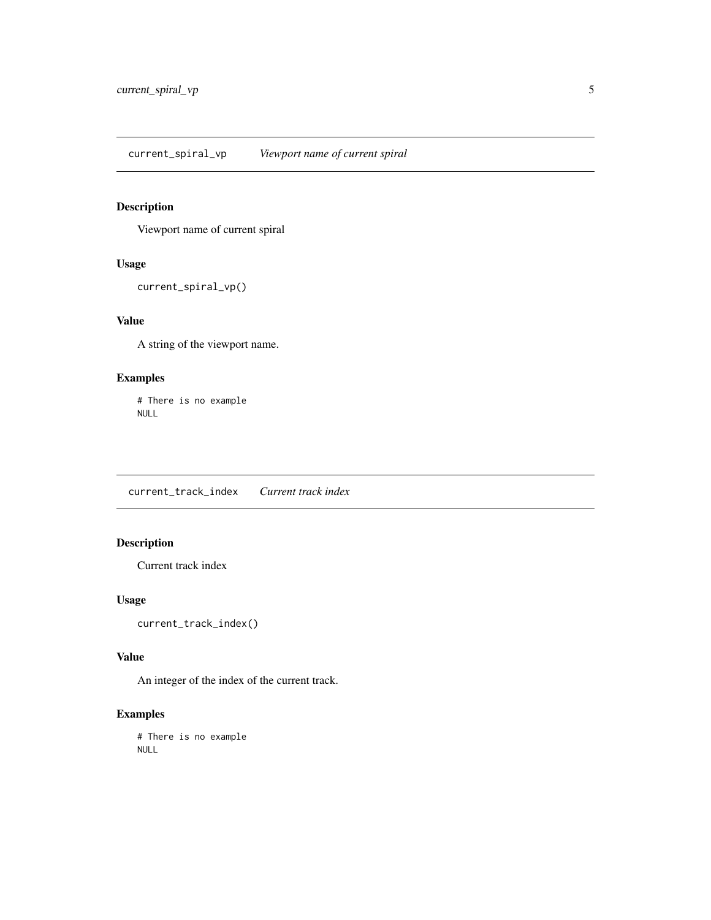## current_spiral_vp *Viewport name of current spiral*

### Description

Viewport name of current spiral

### Usage

```
current_spiral_vp()
```

### Value

A string of the viewport name.

### Examples

```
# There is no example
NULL
```

## current_track_index *Current track index*

### Description

Current track index

### Usage

```
current_track_index()
```

### Value

An integer of the index of the current track.

### Examples

```
# There is no example
NULL
```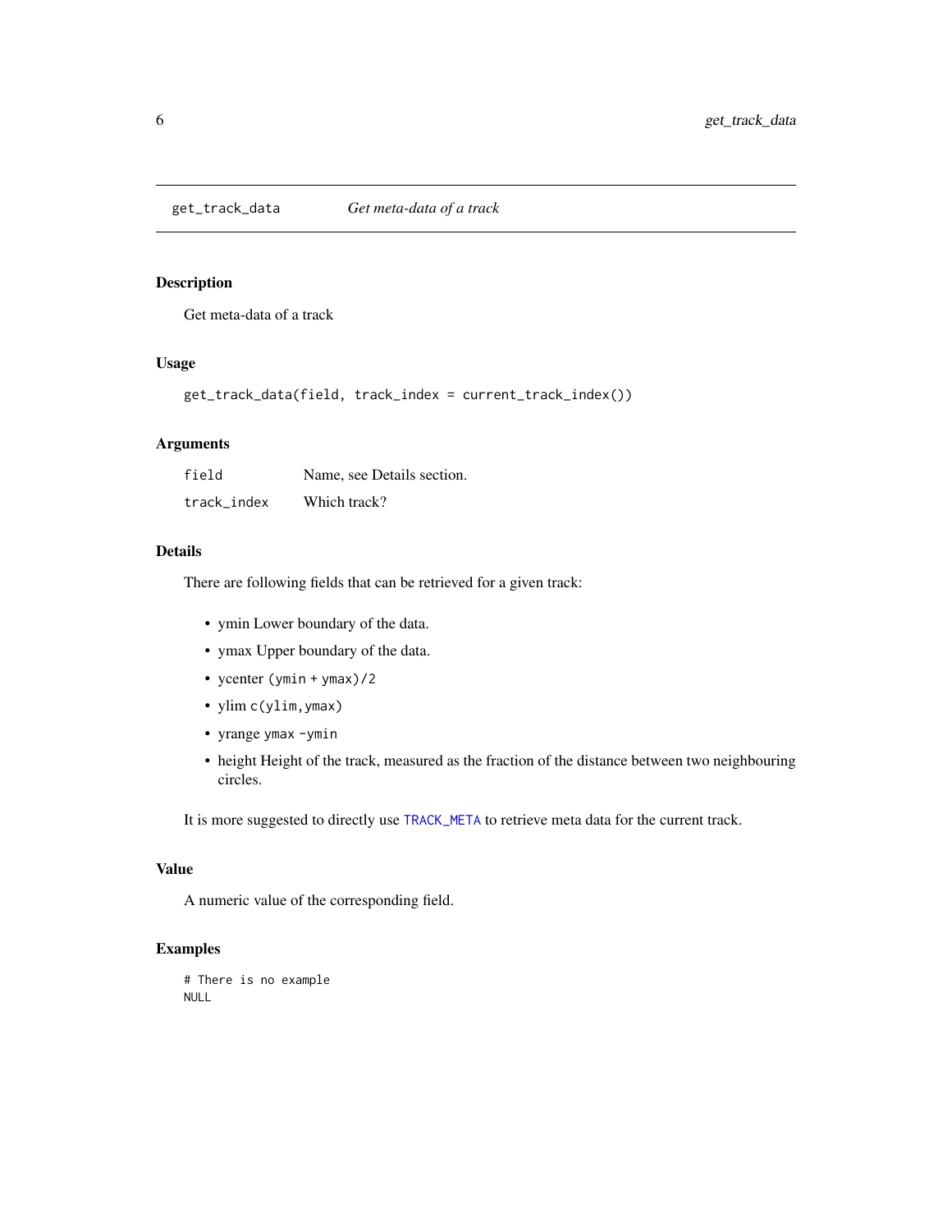# get_track_data    *Get meta-data of a track*

## Description

Get meta-data of a track

## Usage

```
get_track_data(field, track_index = current_track_index())
```

## Arguments

| | |
|---|---|
| `field` | Name, see Details section. |
| `track_index` | Which track? |

## Details

There are following fields that can be retrieved for a given track:

- ymin Lower boundary of the data.
- ymax Upper boundary of the data.
- ycenter `(ymin + ymax)/2`
- ylim `c(ylim,ymax)`
- yrange `ymax -ymin`
- height Height of the track, measured as the fraction of the distance between two neighbouring circles.

It is more suggested to directly use `TRACK_META` to retrieve meta data for the current track.

## Value

A numeric value of the corresponding field.

## Examples

```
# There is no example
NULL
```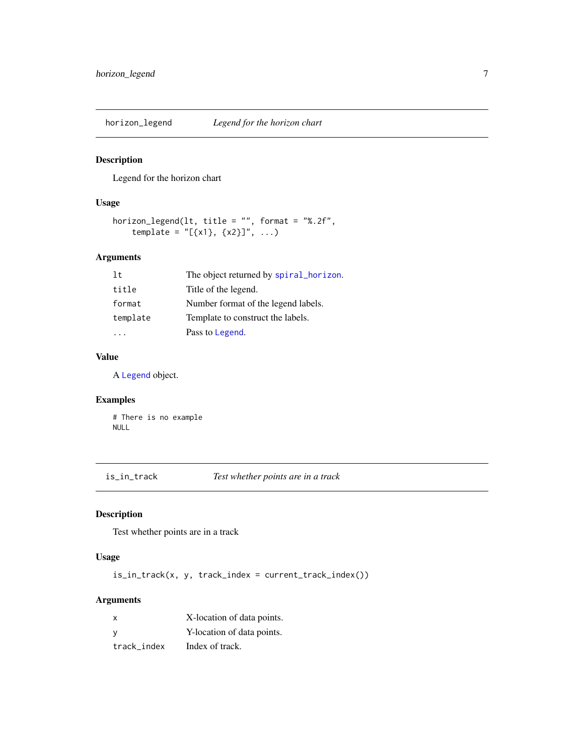## horizon_legend — *Legend for the horizon chart*

### Description

Legend for the horizon chart

### Usage

```
horizon_legend(lt, title = "", format = "%.2f",
    template = "[{x1}, {x2}]", ...)
```

### Arguments

| | |
|---|---|
| `lt` | The object returned by `spiral_horizon`. |
| `title` | Title of the legend. |
| `format` | Number format of the legend labels. |
| `template` | Template to construct the labels. |
| `...` | Pass to `Legend`. |

### Value

A `Legend` object.

### Examples

```
# There is no example
NULL
```

## is_in_track — *Test whether points are in a track*

### Description

Test whether points are in a track

### Usage

```
is_in_track(x, y, track_index = current_track_index())
```

### Arguments

| | |
|---|---|
| `x` | X-location of data points. |
| `y` | Y-location of data points. |
| `track_index` | Index of track. |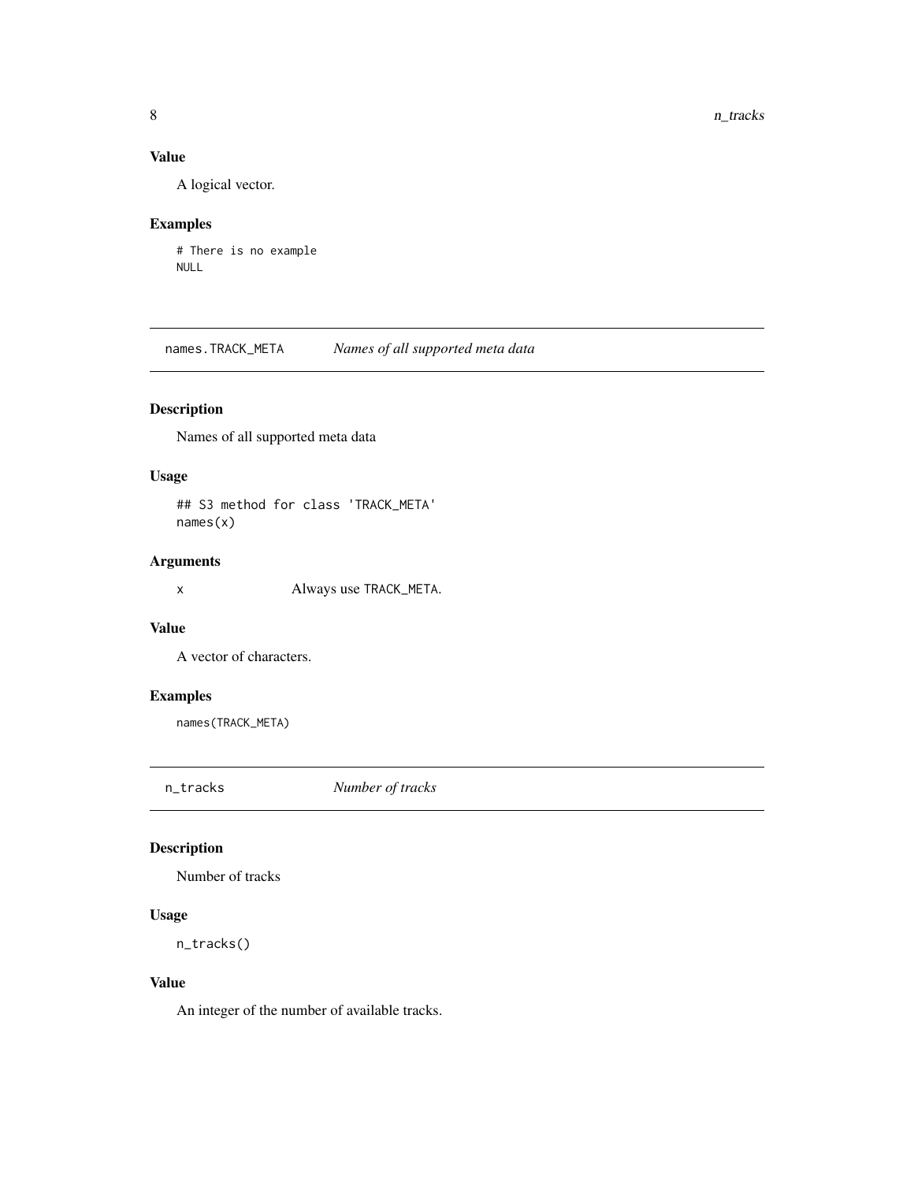### Value

A logical vector.

### Examples

```
# There is no example
NULL
```

## names.TRACK_META *Names of all supported meta data*

### Description

Names of all supported meta data

### Usage

```
## S3 method for class 'TRACK_META'
names(x)
```

### Arguments

x Always use TRACK_META.

### Value

A vector of characters.

### Examples

```
names(TRACK_META)
```

## n_tracks *Number of tracks*

### Description

Number of tracks

### Usage

```
n_tracks()
```

### Value

An integer of the number of available tracks.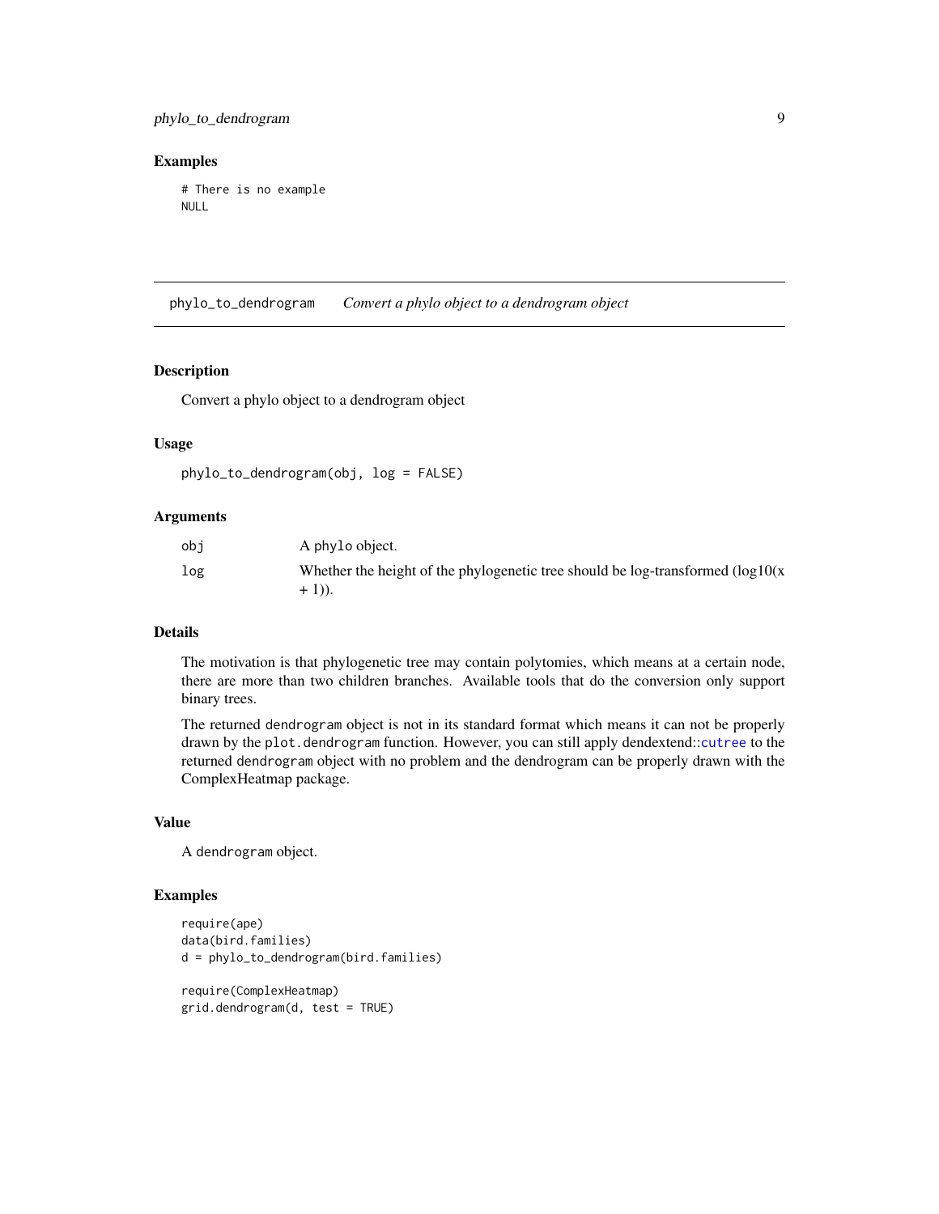## Examples

```
# There is no example
NULL
```

# phylo_to_dendrogram *Convert a phylo object to a dendrogram object*

## Description

Convert a phylo object to a dendrogram object

## Usage

```
phylo_to_dendrogram(obj, log = FALSE)
```

## Arguments

| | |
|---|---|
| obj | A phylo object. |
| log | Whether the height of the phylogenetic tree should be log-transformed (log10(x + 1)). |

## Details

The motivation is that phylogenetic tree may contain polytomies, which means at a certain node, there are more than two children branches. Available tools that do the conversion only support binary trees.

The returned dendrogram object is not in its standard format which means it can not be properly drawn by the plot.dendrogram function. However, you can still apply dendextend::cutree to the returned dendrogram object with no problem and the dendrogram can be properly drawn with the ComplexHeatmap package.

## Value

A dendrogram object.

## Examples

```
require(ape)
data(bird.families)
d = phylo_to_dendrogram(bird.families)

require(ComplexHeatmap)
grid.dendrogram(d, test = TRUE)
```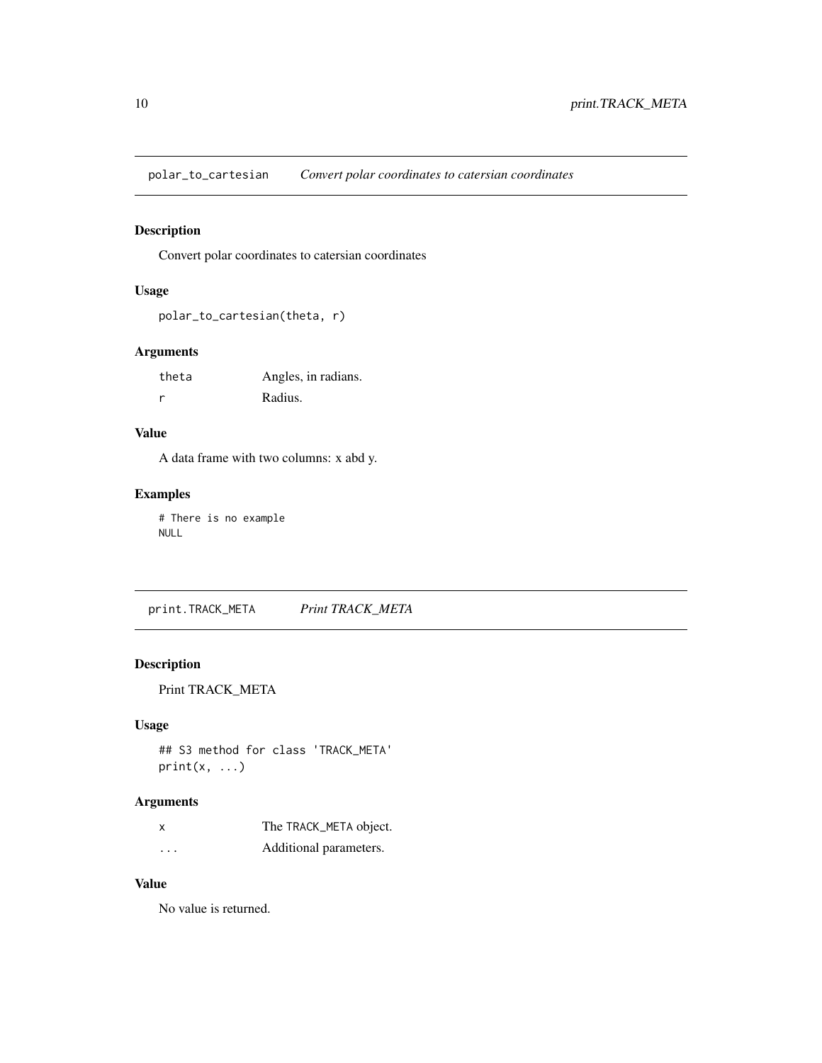## polar_to_cartesian *Convert polar coordinates to catersian coordinates*

### Description

Convert polar coordinates to catersian coordinates

### Usage

```
polar_to_cartesian(theta, r)
```

### Arguments

| | |
|---|---|
| theta | Angles, in radians. |
| r | Radius. |

### Value

A data frame with two columns: x abd y.

### Examples

```
# There is no example
NULL
```

## print.TRACK_META *Print TRACK_META*

### Description

Print TRACK_META

### Usage

```
## S3 method for class 'TRACK_META'
print(x, ...)
```

### Arguments

| | |
|---|---|
| x | The TRACK_META object. |
| ... | Additional parameters. |

### Value

No value is returned.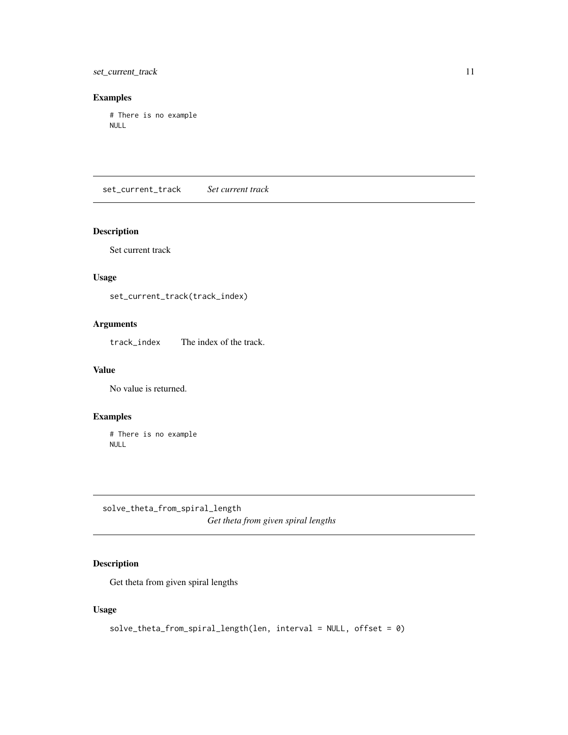## Examples

```
# There is no example
NULL
```

---

## set_current_track &nbsp;&nbsp;&nbsp; *Set current track*

### Description

Set current track

### Usage

```
set_current_track(track_index)
```

### Arguments

| | |
|---|---|
| `track_index` | The index of the track. |

### Value

No value is returned.

### Examples

```
# There is no example
NULL
```

---

## solve_theta_from_spiral_length &nbsp;&nbsp;&nbsp; *Get theta from given spiral lengths*

### Description

Get theta from given spiral lengths

### Usage

```
solve_theta_from_spiral_length(len, interval = NULL, offset = 0)
```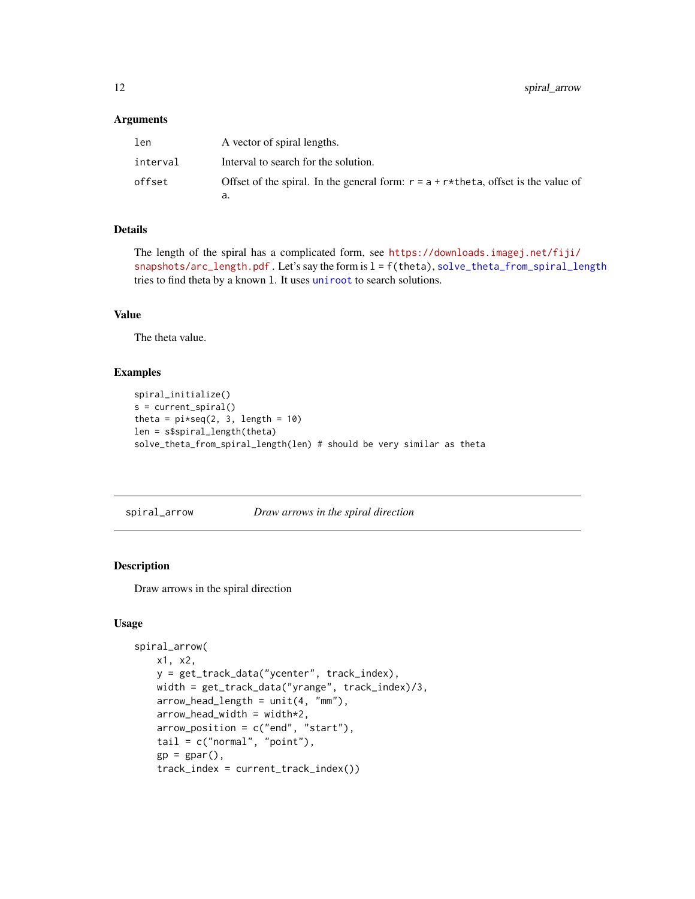### Arguments

| | |
|---|---|
| `len` | A vector of spiral lengths. |
| `interval` | Interval to search for the solution. |
| `offset` | Offset of the spiral. In the general form: `r = a + r*theta`, offset is the value of `a`. |

### Details

The length of the spiral has a complicated form, see https://downloads.imagej.net/fiji/snapshots/arc_length.pdf . Let's say the form is `l = f(theta)`, `solve_theta_from_spiral_length` tries to find theta by a known `l`. It uses `uniroot` to search solutions.

### Value

The theta value.

### Examples

```
spiral_initialize()
s = current_spiral()
theta = pi*seq(2, 3, length = 10)
len = s$spiral_length(theta)
solve_theta_from_spiral_length(len) # should be very similar as theta
```

---

## spiral_arrow — *Draw arrows in the spiral direction*

---

### Description

Draw arrows in the spiral direction

### Usage

```
spiral_arrow(
    x1, x2,
    y = get_track_data("ycenter", track_index),
    width = get_track_data("yrange", track_index)/3,
    arrow_head_length = unit(4, "mm"),
    arrow_head_width = width*2,
    arrow_position = c("end", "start"),
    tail = c("normal", "point"),
    gp = gpar(),
    track_index = current_track_index())
```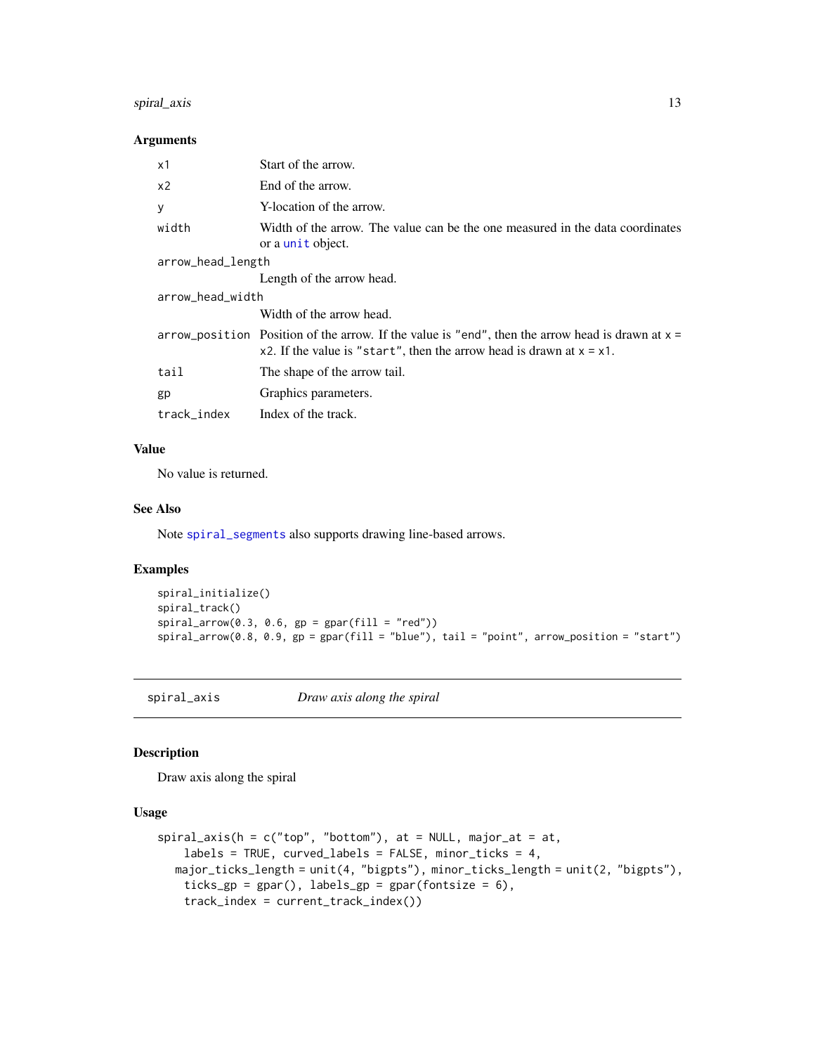### Arguments

| | |
|---|---|
| `x1` | Start of the arrow. |
| `x2` | End of the arrow. |
| `y` | Y-location of the arrow. |
| `width` | Width of the arrow. The value can be the one measured in the data coordinates or a `unit` object. |
| `arrow_head_length` | Length of the arrow head. |
| `arrow_head_width` | Width of the arrow head. |
| `arrow_position` | Position of the arrow. If the value is `"end"`, then the arrow head is drawn at `x = x2`. If the value is `"start"`, then the arrow head is drawn at `x = x1`. |
| `tail` | The shape of the arrow tail. |
| `gp` | Graphics parameters. |
| `track_index` | Index of the track. |

### Value

No value is returned.

### See Also

Note `spiral_segments` also supports drawing line-based arrows.

### Examples

```
spiral_initialize()
spiral_track()
spiral_arrow(0.3, 0.6, gp = gpar(fill = "red"))
spiral_arrow(0.8, 0.9, gp = gpar(fill = "blue"), tail = "point", arrow_position = "start")
```

---

## spiral_axis — *Draw axis along the spiral*

### Description

Draw axis along the spiral

### Usage

```
spiral_axis(h = c("top", "bottom"), at = NULL, major_at = at,
    labels = TRUE, curved_labels = FALSE, minor_ticks = 4,
  major_ticks_length = unit(4, "bigpts"), minor_ticks_length = unit(2, "bigpts"),
    ticks_gp = gpar(), labels_gp = gpar(fontsize = 6),
    track_index = current_track_index())
```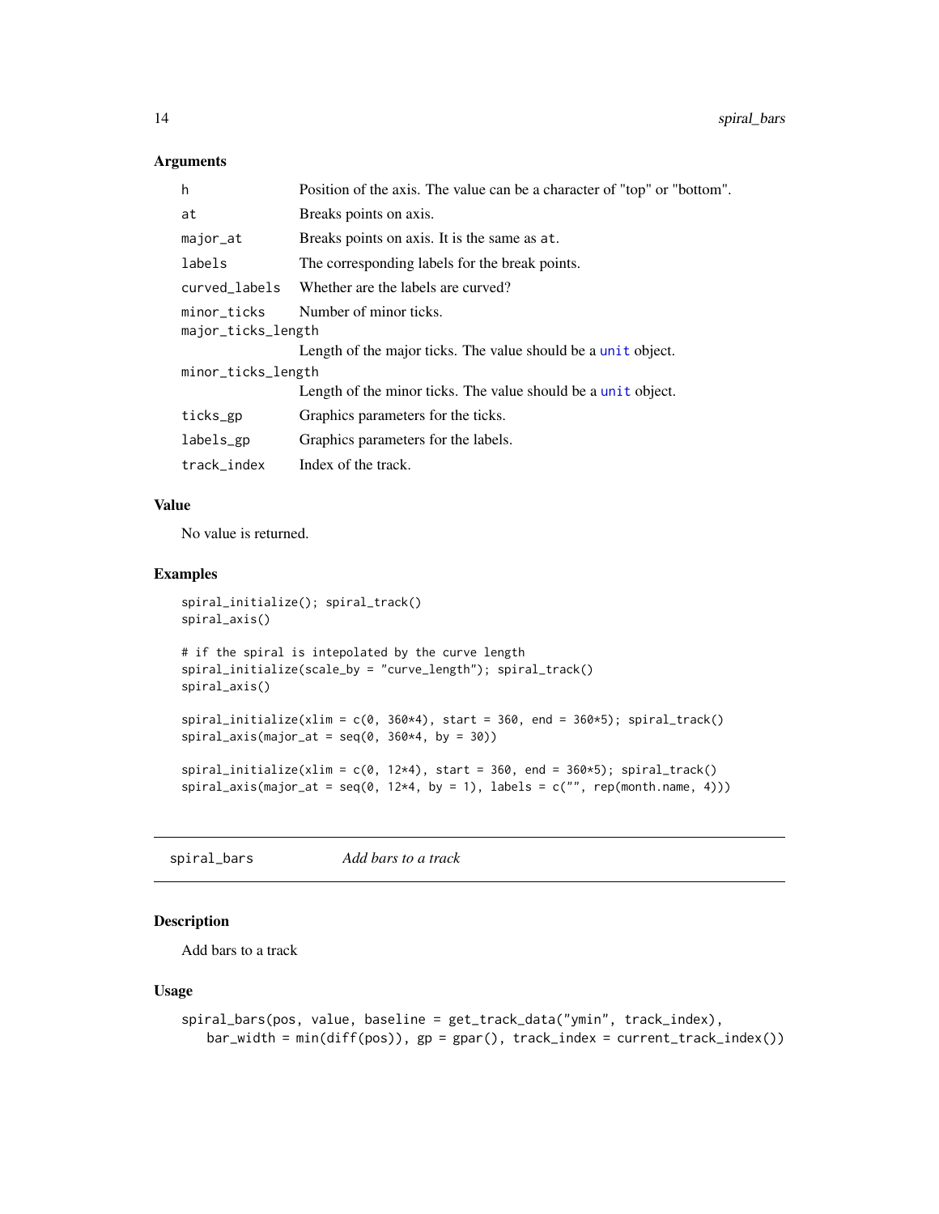### Arguments

| | |
|---|---|
| h | Position of the axis. The value can be a character of "top" or "bottom". |
| at | Breaks points on axis. |
| major_at | Breaks points on axis. It is the same as at. |
| labels | The corresponding labels for the break points. |
| curved_labels | Whether are the labels are curved? |
| minor_ticks | Number of minor ticks. |
| major_ticks_length | Length of the major ticks. The value should be a unit object. |
| minor_ticks_length | Length of the minor ticks. The value should be a unit object. |
| ticks_gp | Graphics parameters for the ticks. |
| labels_gp | Graphics parameters for the labels. |
| track_index | Index of the track. |

### Value

No value is returned.

### Examples

```
spiral_initialize(); spiral_track()
spiral_axis()

# if the spiral is intepolated by the curve length
spiral_initialize(scale_by = "curve_length"); spiral_track()
spiral_axis()

spiral_initialize(xlim = c(0, 360*4), start = 360, end = 360*5); spiral_track()
spiral_axis(major_at = seq(0, 360*4, by = 30))

spiral_initialize(xlim = c(0, 12*4), start = 360, end = 360*5); spiral_track()
spiral_axis(major_at = seq(0, 12*4, by = 1), labels = c("", rep(month.name, 4)))
```

---

## spiral_bars *Add bars to a track*

### Description

Add bars to a track

### Usage

```
spiral_bars(pos, value, baseline = get_track_data("ymin", track_index),
    bar_width = min(diff(pos)), gp = gpar(), track_index = current_track_index())
```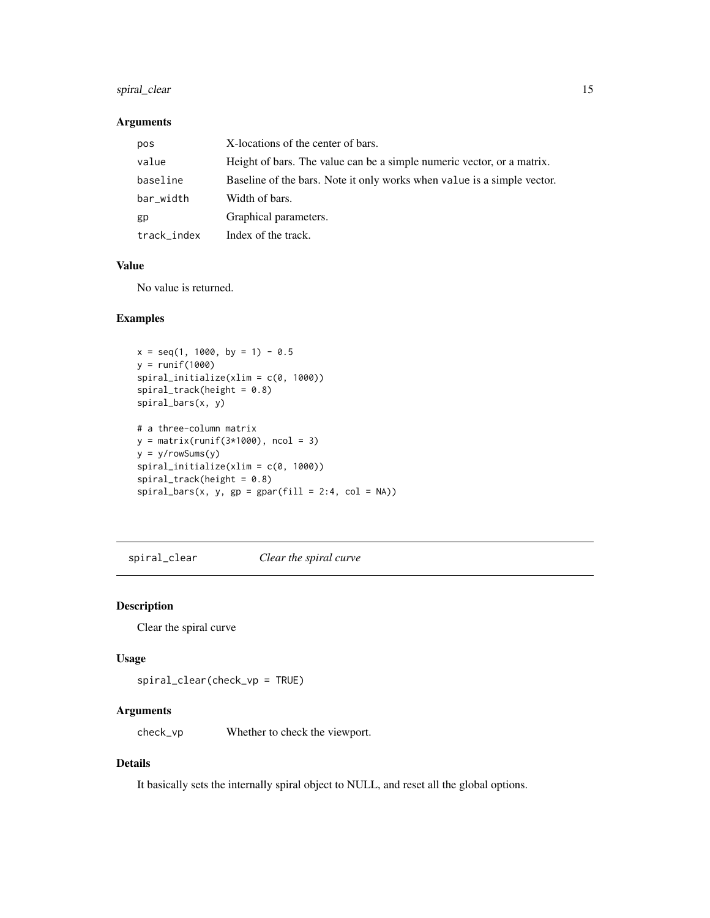### Arguments

| | |
|---|---|
| pos | X-locations of the center of bars. |
| value | Height of bars. The value can be a simple numeric vector, or a matrix. |
| baseline | Baseline of the bars. Note it only works when value is a simple vector. |
| bar_width | Width of bars. |
| gp | Graphical parameters. |
| track_index | Index of the track. |

### Value

No value is returned.

### Examples

```
x = seq(1, 1000, by = 1) - 0.5
y = runif(1000)
spiral_initialize(xlim = c(0, 1000))
spiral_track(height = 0.8)
spiral_bars(x, y)

# a three-column matrix
y = matrix(runif(3*1000), ncol = 3)
y = y/rowSums(y)
spiral_initialize(xlim = c(0, 1000))
spiral_track(height = 0.8)
spiral_bars(x, y, gp = gpar(fill = 2:4, col = NA))
```

---

## spiral_clear *Clear the spiral curve*

### Description

Clear the spiral curve

### Usage

```
spiral_clear(check_vp = TRUE)
```

### Arguments

| | |
|---|---|
| check_vp | Whether to check the viewport. |

### Details

It basically sets the internally spiral object to NULL, and reset all the global options.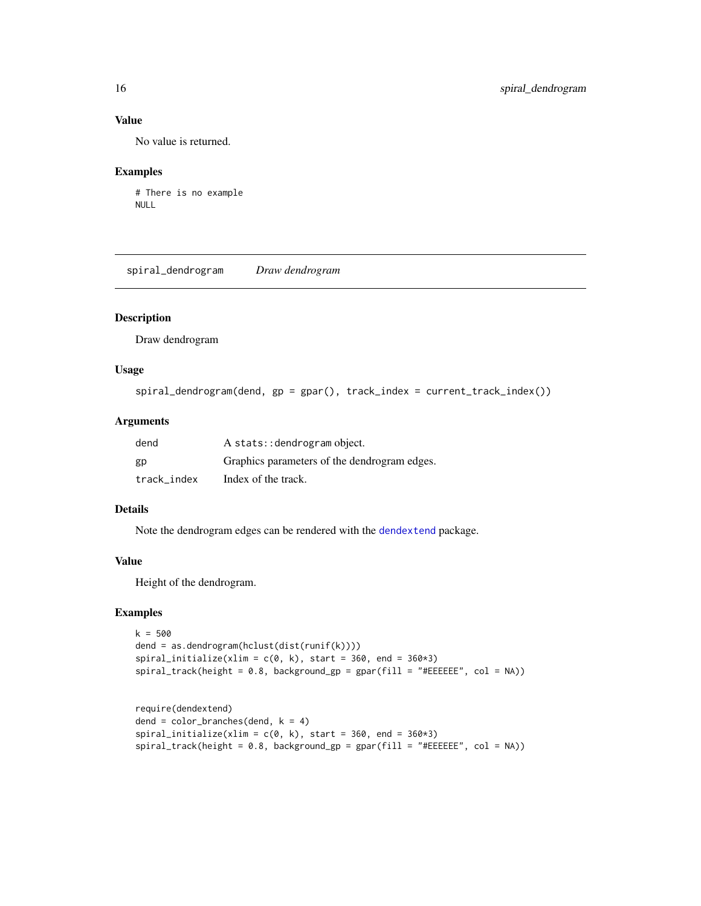### Value

No value is returned.

### Examples

```
# There is no example
NULL
```

---

## spiral_dendrogram        *Draw dendrogram*

### Description

Draw dendrogram

### Usage

```
spiral_dendrogram(dend, gp = gpar(), track_index = current_track_index())
```

### Arguments

| | |
|---|---|
| dend | A `stats::dendrogram` object. |
| gp | Graphics parameters of the dendrogram edges. |
| track_index | Index of the track. |

### Details

Note the dendrogram edges can be rendered with the dendextend package.

### Value

Height of the dendrogram.

### Examples

```
k = 500
dend = as.dendrogram(hclust(dist(runif(k))))
spiral_initialize(xlim = c(0, k), start = 360, end = 360*3)
spiral_track(height = 0.8, background_gp = gpar(fill = "#EEEEEE", col = NA))


require(dendextend)
dend = color_branches(dend, k = 4)
spiral_initialize(xlim = c(0, k), start = 360, end = 360*3)
spiral_track(height = 0.8, background_gp = gpar(fill = "#EEEEEE", col = NA))
```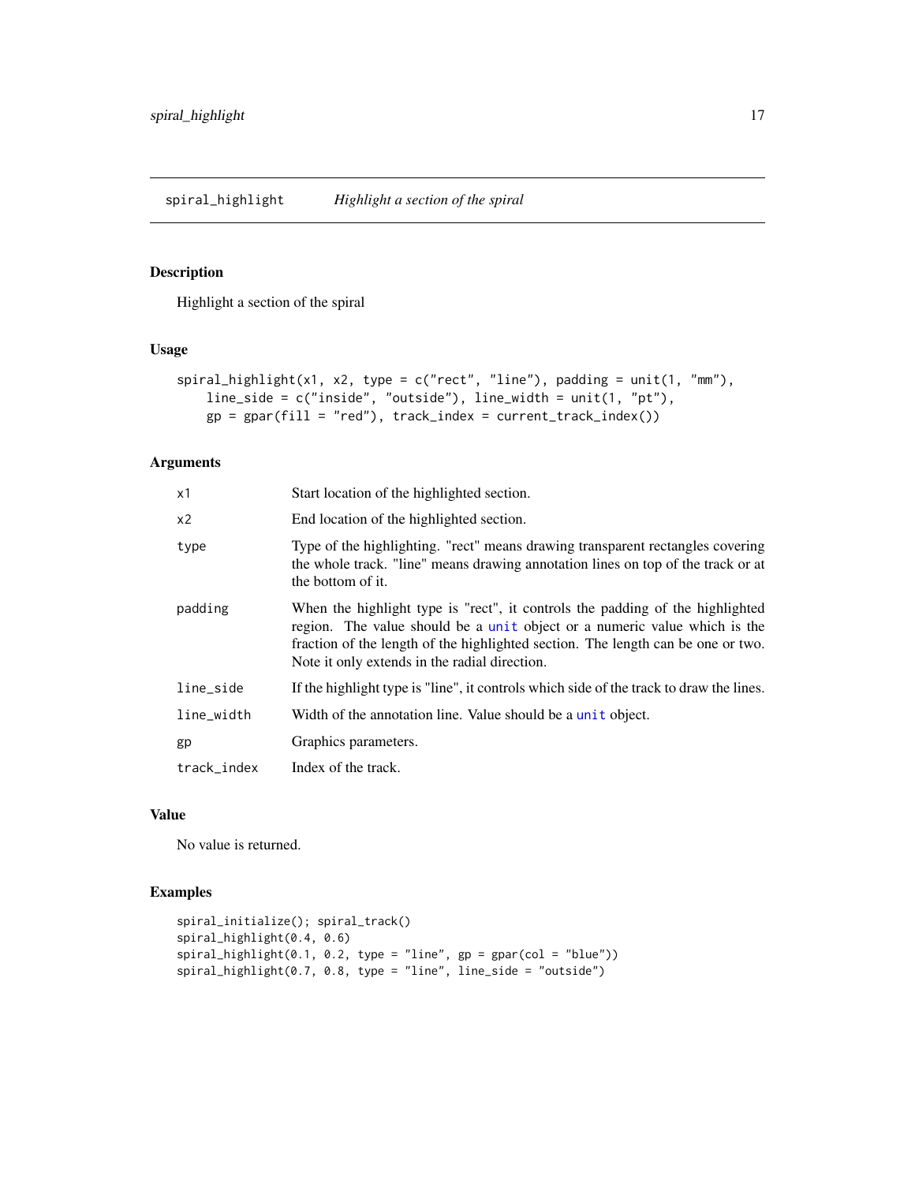## spiral_highlight — *Highlight a section of the spiral*

### Description

Highlight a section of the spiral

### Usage

```
spiral_highlight(x1, x2, type = c("rect", "line"), padding = unit(1, "mm"),
    line_side = c("inside", "outside"), line_width = unit(1, "pt"),
    gp = gpar(fill = "red"), track_index = current_track_index())
```

### Arguments

| | |
|---|---|
| x1 | Start location of the highlighted section. |
| x2 | End location of the highlighted section. |
| type | Type of the highlighting. "rect" means drawing transparent rectangles covering the whole track. "line" means drawing annotation lines on top of the track or at the bottom of it. |
| padding | When the highlight type is "rect", it controls the padding of the highlighted region. The value should be a unit object or a numeric value which is the fraction of the length of the highlighted section. The length can be one or two. Note it only extends in the radial direction. |
| line_side | If the highlight type is "line", it controls which side of the track to draw the lines. |
| line_width | Width of the annotation line. Value should be a unit object. |
| gp | Graphics parameters. |
| track_index | Index of the track. |

### Value

No value is returned.

### Examples

```
spiral_initialize(); spiral_track()
spiral_highlight(0.4, 0.6)
spiral_highlight(0.1, 0.2, type = "line", gp = gpar(col = "blue"))
spiral_highlight(0.7, 0.8, type = "line", line_side = "outside")
```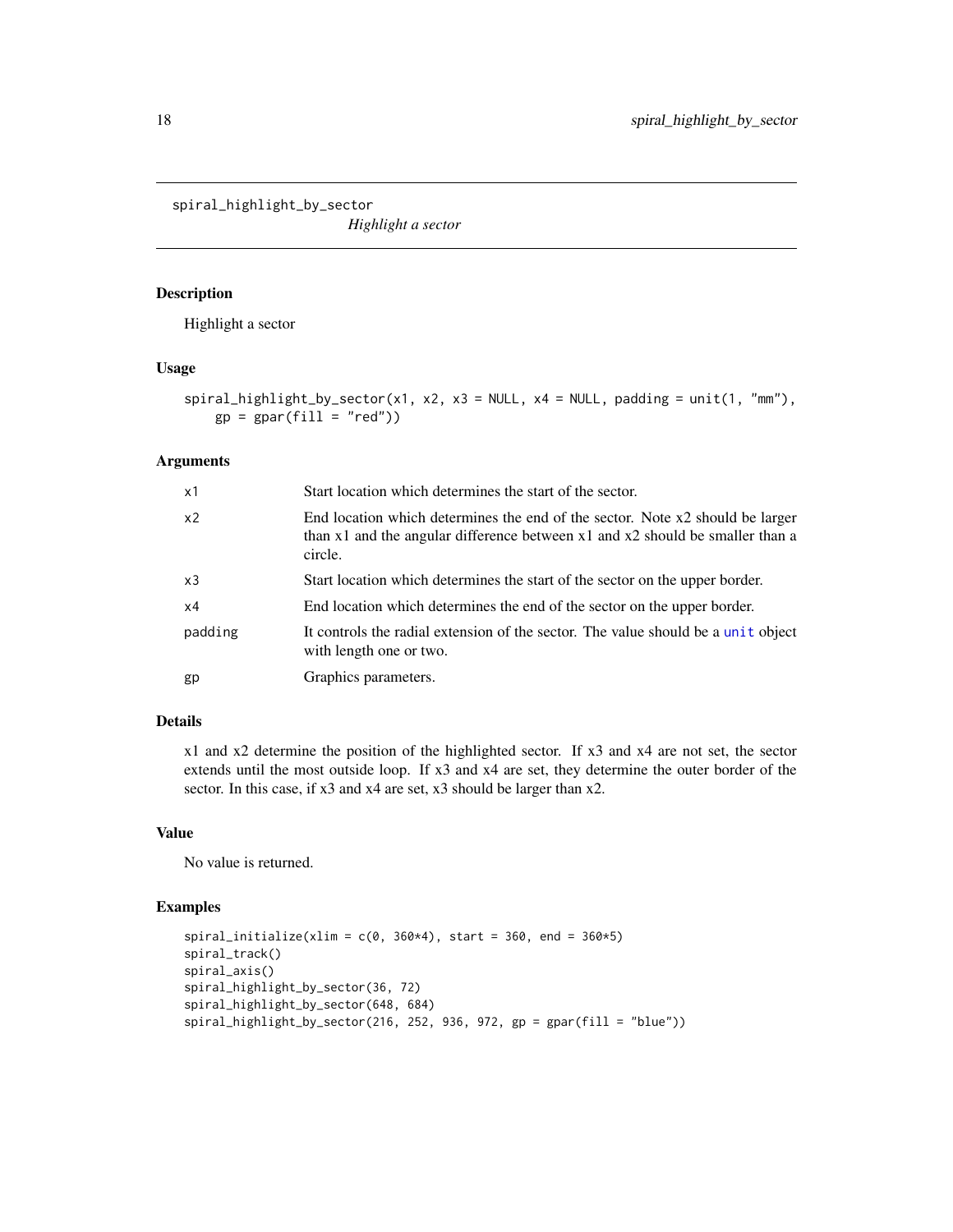# spiral_highlight_by_sector

*Highlight a sector*

## Description

Highlight a sector

## Usage

```
spiral_highlight_by_sector(x1, x2, x3 = NULL, x4 = NULL, padding = unit(1, "mm"),
    gp = gpar(fill = "red"))
```

## Arguments

| | |
|---|---|
| x1 | Start location which determines the start of the sector. |
| x2 | End location which determines the end of the sector. Note x2 should be larger than x1 and the angular difference between x1 and x2 should be smaller than a circle. |
| x3 | Start location which determines the start of the sector on the upper border. |
| x4 | End location which determines the end of the sector on the upper border. |
| padding | It controls the radial extension of the sector. The value should be a unit object with length one or two. |
| gp | Graphics parameters. |

## Details

x1 and x2 determine the position of the highlighted sector. If x3 and x4 are not set, the sector extends until the most outside loop. If x3 and x4 are set, they determine the outer border of the sector. In this case, if x3 and x4 are set, x3 should be larger than x2.

## Value

No value is returned.

## Examples

```
spiral_initialize(xlim = c(0, 360*4), start = 360, end = 360*5)
spiral_track()
spiral_axis()
spiral_highlight_by_sector(36, 72)
spiral_highlight_by_sector(648, 684)
spiral_highlight_by_sector(216, 252, 936, 972, gp = gpar(fill = "blue"))
```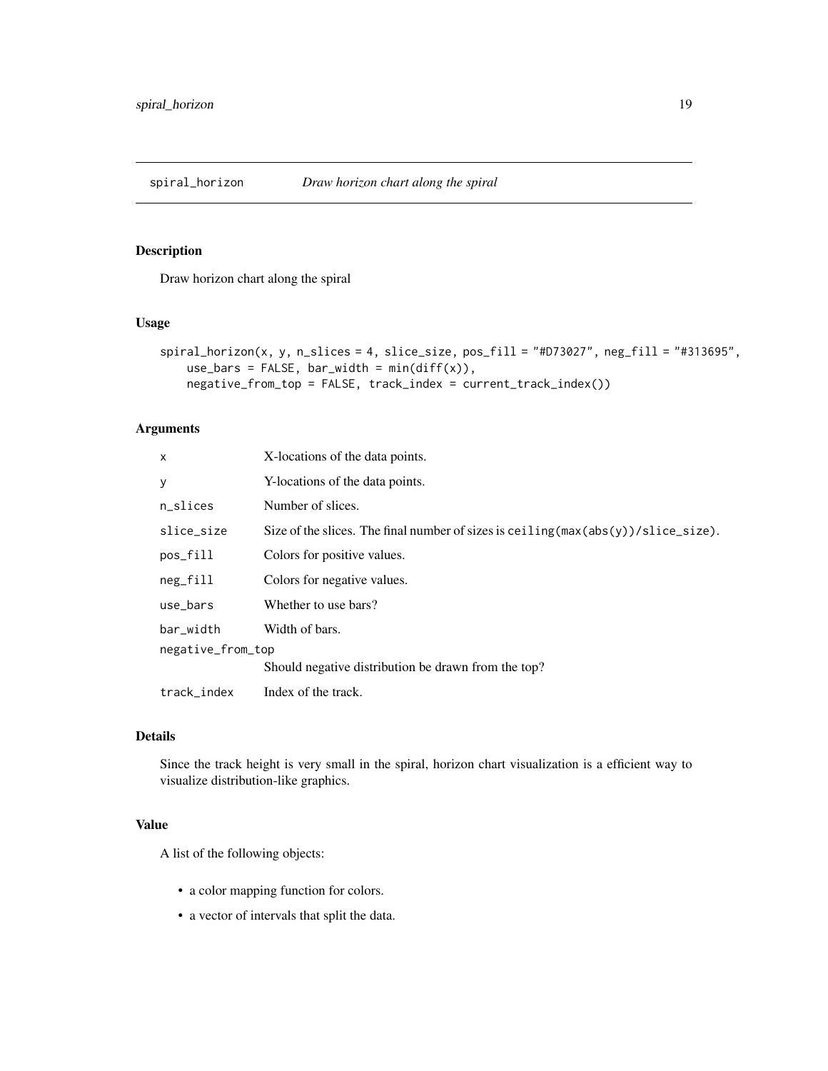# spiral_horizon — *Draw horizon chart along the spiral*

## Description

Draw horizon chart along the spiral

## Usage

```
spiral_horizon(x, y, n_slices = 4, slice_size, pos_fill = "#D73027", neg_fill = "#313695",
    use_bars = FALSE, bar_width = min(diff(x)),
    negative_from_top = FALSE, track_index = current_track_index())
```

## Arguments

| | |
|---|---|
| `x` | X-locations of the data points. |
| `y` | Y-locations of the data points. |
| `n_slices` | Number of slices. |
| `slice_size` | Size of the slices. The final number of sizes is `ceiling(max(abs(y))/slice_size)`. |
| `pos_fill` | Colors for positive values. |
| `neg_fill` | Colors for negative values. |
| `use_bars` | Whether to use bars? |
| `bar_width` | Width of bars. |
| `negative_from_top` | Should negative distribution be drawn from the top? |
| `track_index` | Index of the track. |

## Details

Since the track height is very small in the spiral, horizon chart visualization is a efficient way to visualize distribution-like graphics.

## Value

A list of the following objects:

- a color mapping function for colors.
- a vector of intervals that split the data.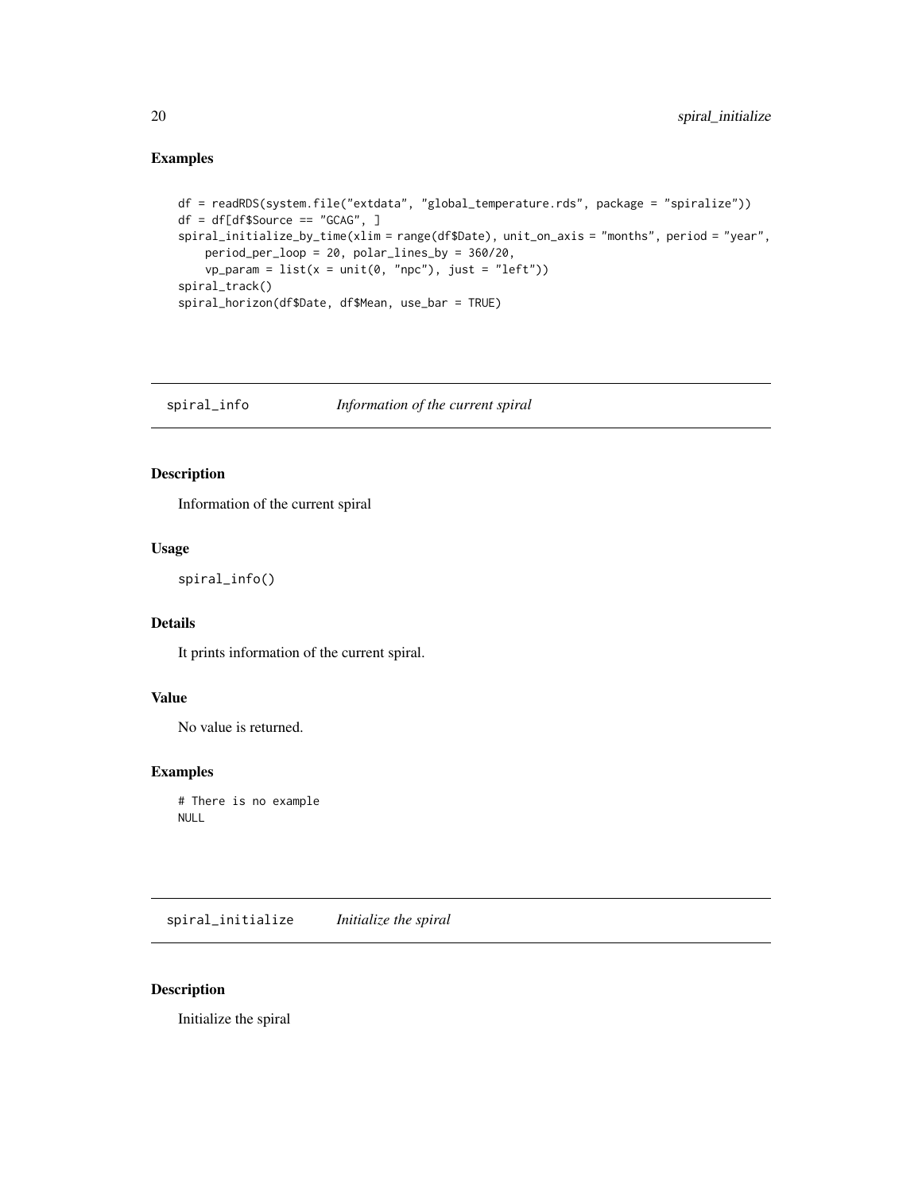## Examples

```
df = readRDS(system.file("extdata", "global_temperature.rds", package = "spiralize"))
df = df[df$Source == "GCAG", ]
spiral_initialize_by_time(xlim = range(df$Date), unit_on_axis = "months", period = "year",
    period_per_loop = 20, polar_lines_by = 360/20,
    vp_param = list(x = unit(0, "npc"), just = "left"))
spiral_track()
spiral_horizon(df$Date, df$Mean, use_bar = TRUE)
```

---

# spiral_info    *Information of the current spiral*

---

## Description

Information of the current spiral

## Usage

```
spiral_info()
```

## Details

It prints information of the current spiral.

## Value

No value is returned.

## Examples

```
# There is no example
NULL
```

---

# spiral_initialize    *Initialize the spiral*

---

## Description

Initialize the spiral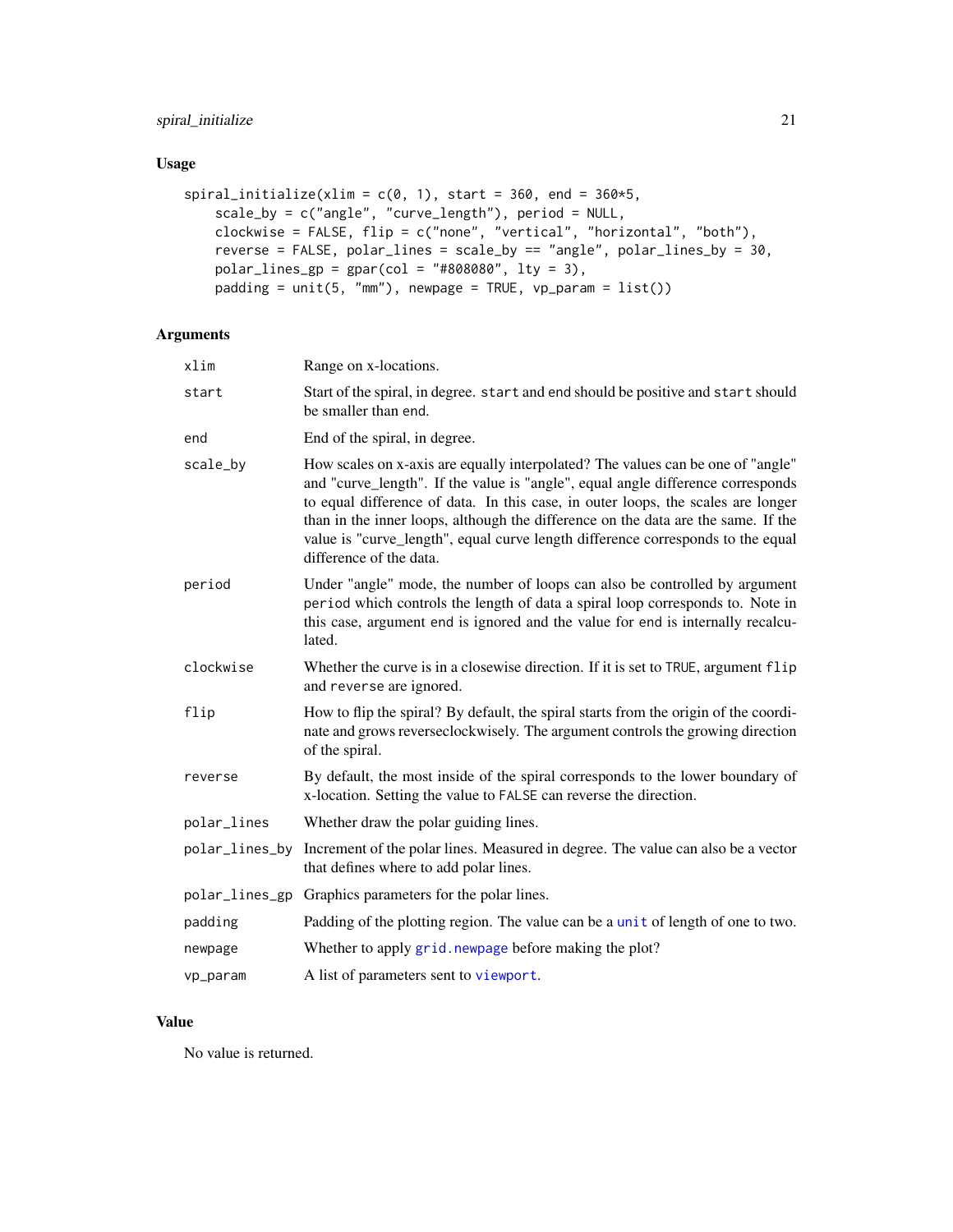## Usage

```
spiral_initialize(xlim = c(0, 1), start = 360, end = 360*5,
    scale_by = c("angle", "curve_length"), period = NULL,
    clockwise = FALSE, flip = c("none", "vertical", "horizontal", "both"),
    reverse = FALSE, polar_lines = scale_by == "angle", polar_lines_by = 30,
    polar_lines_gp = gpar(col = "#808080", lty = 3),
    padding = unit(5, "mm"), newpage = TRUE, vp_param = list())
```

## Arguments

| Argument | Description |
|---|---|
| `xlim` | Range on x-locations. |
| `start` | Start of the spiral, in degree. `start` and `end` should be positive and `start` should be smaller than `end`. |
| `end` | End of the spiral, in degree. |
| `scale_by` | How scales on x-axis are equally interpolated? The values can be one of "angle" and "curve_length". If the value is "angle", equal angle difference corresponds to equal difference of data. In this case, in outer loops, the scales are longer than in the inner loops, although the difference on the data are the same. If the value is "curve_length", equal curve length difference corresponds to the equal difference of the data. |
| `period` | Under "angle" mode, the number of loops can also be controlled by argument `period` which controls the length of data a spiral loop corresponds to. Note in this case, argument `end` is ignored and the value for `end` is internally recalculated. |
| `clockwise` | Whether the curve is in a closewise direction. If it is set to `TRUE`, argument `flip` and `reverse` are ignored. |
| `flip` | How to flip the spiral? By default, the spiral starts from the origin of the coordinate and grows reverseclockwisely. The argument controls the growing direction of the spiral. |
| `reverse` | By default, the most inside of the spiral corresponds to the lower boundary of x-location. Setting the value to `FALSE` can reverse the direction. |
| `polar_lines` | Whether draw the polar guiding lines. |
| `polar_lines_by` | Increment of the polar lines. Measured in degree. The value can also be a vector that defines where to add polar lines. |
| `polar_lines_gp` | Graphics parameters for the polar lines. |
| `padding` | Padding of the plotting region. The value can be a `unit` of length of one to two. |
| `newpage` | Whether to apply `grid.newpage` before making the plot? |
| `vp_param` | A list of parameters sent to `viewport`. |

## Value

No value is returned.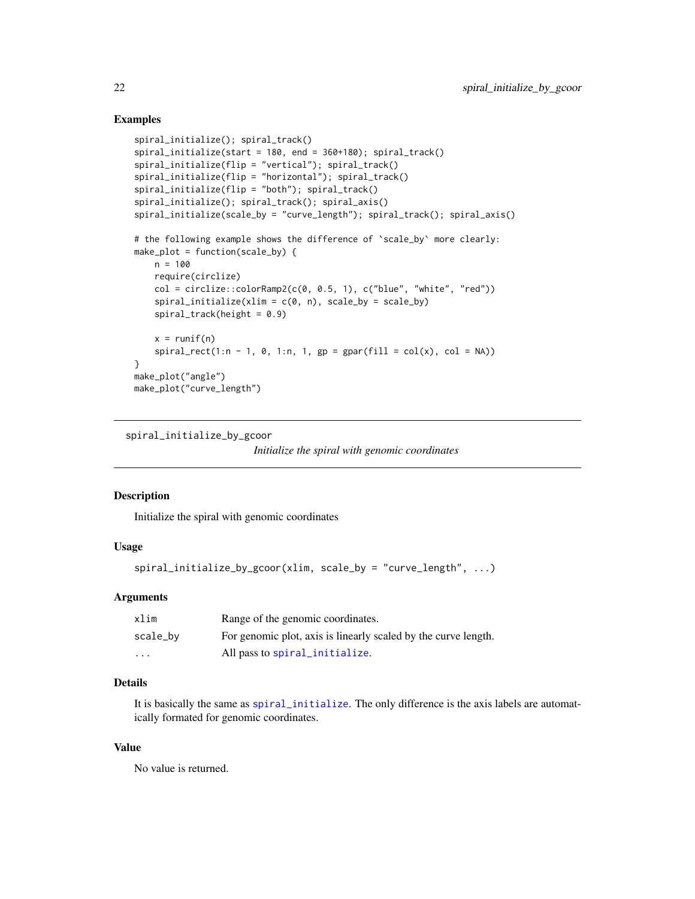### Examples

```
spiral_initialize(); spiral_track()
spiral_initialize(start = 180, end = 360+180); spiral_track()
spiral_initialize(flip = "vertical"); spiral_track()
spiral_initialize(flip = "horizontal"); spiral_track()
spiral_initialize(flip = "both"); spiral_track()
spiral_initialize(); spiral_track(); spiral_axis()
spiral_initialize(scale_by = "curve_length"); spiral_track(); spiral_axis()

# the following example shows the difference of `scale_by` more clearly:
make_plot = function(scale_by) {
    n = 100
    require(circlize)
    col = circlize::colorRamp2(c(0, 0.5, 1), c("blue", "white", "red"))
    spiral_initialize(xlim = c(0, n), scale_by = scale_by)
    spiral_track(height = 0.9)

    x = runif(n)
    spiral_rect(1:n - 1, 0, 1:n, 1, gp = gpar(fill = col(x), col = NA))
}
make_plot("angle")
make_plot("curve_length")
```

---

## spiral_initialize_by_gcoor

*Initialize the spiral with genomic coordinates*

---

### Description

Initialize the spiral with genomic coordinates

### Usage

```
spiral_initialize_by_gcoor(xlim, scale_by = "curve_length", ...)
```

### Arguments

| | |
|---|---|
| `xlim` | Range of the genomic coordinates. |
| `scale_by` | For genomic plot, axis is linearly scaled by the curve length. |
| `...` | All pass to `spiral_initialize`. |

### Details

It is basically the same as `spiral_initialize`. The only difference is the axis labels are automatically formated for genomic coordinates.

### Value

No value is returned.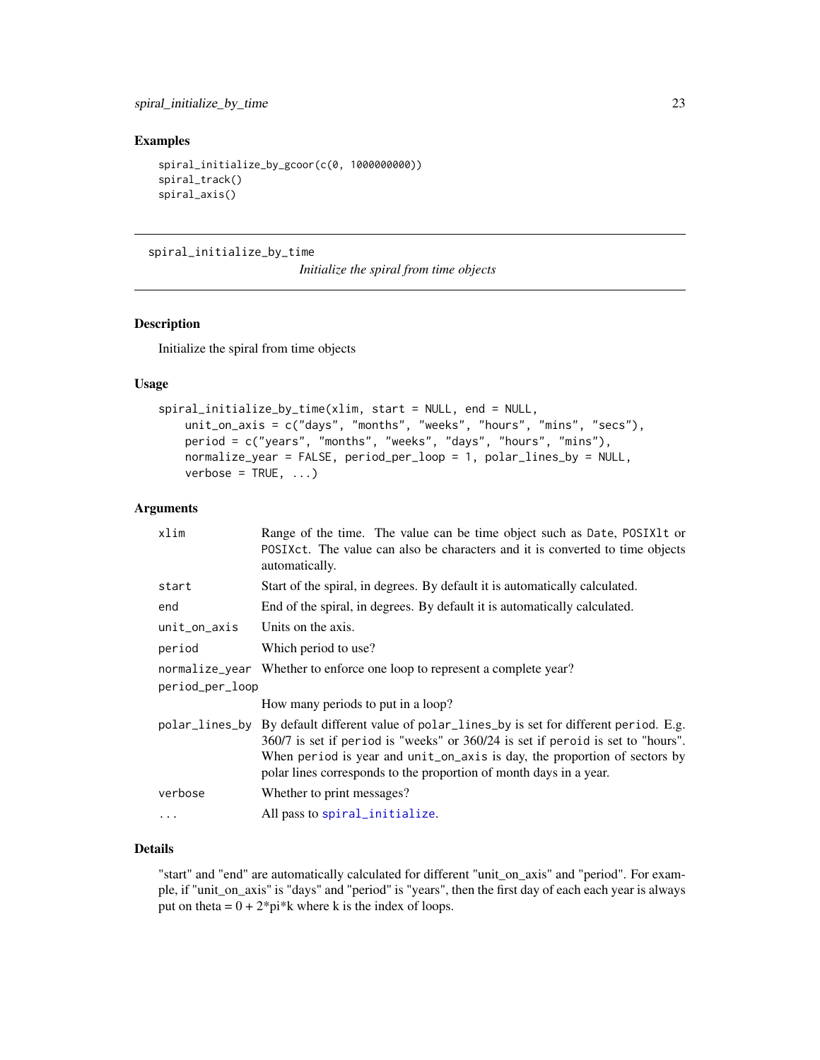## Examples

```
spiral_initialize_by_gcoor(c(0, 1000000000))
spiral_track()
spiral_axis()
```

---

# spiral_initialize_by_time

*Initialize the spiral from time objects*

---

## Description

Initialize the spiral from time objects

## Usage

```
spiral_initialize_by_time(xlim, start = NULL, end = NULL,
    unit_on_axis = c("days", "months", "weeks", "hours", "mins", "secs"),
    period = c("years", "months", "weeks", "days", "hours", "mins"),
    normalize_year = FALSE, period_per_loop = 1, polar_lines_by = NULL,
    verbose = TRUE, ...)
```

## Arguments

| | |
|---|---|
| `xlim` | Range of the time. The value can be time object such as `Date`, `POSIXlt` or `POSIXct`. The value can also be characters and it is converted to time objects automatically. |
| `start` | Start of the spiral, in degrees. By default it is automatically calculated. |
| `end` | End of the spiral, in degrees. By default it is automatically calculated. |
| `unit_on_axis` | Units on the axis. |
| `period` | Which period to use? |
| `normalize_year` | Whether to enforce one loop to represent a complete year? |
| `period_per_loop` | How many periods to put in a loop? |
| `polar_lines_by` | By default different value of `polar_lines_by` is set for different `period`. E.g. 360/7 is set if `period` is "weeks" or 360/24 is set if `peroid` is set to "hours". When `period` is year and `unit_on_axis` is day, the proportion of sectors by polar lines corresponds to the proportion of month days in a year. |
| `verbose` | Whether to print messages? |
| `...` | All pass to `spiral_initialize`. |

## Details

"start" and "end" are automatically calculated for different "unit_on_axis" and "period". For example, if "unit_on_axis" is "days" and "period" is "years", then the first day of each each year is always put on theta = 0 + 2*pi*k where k is the index of loops.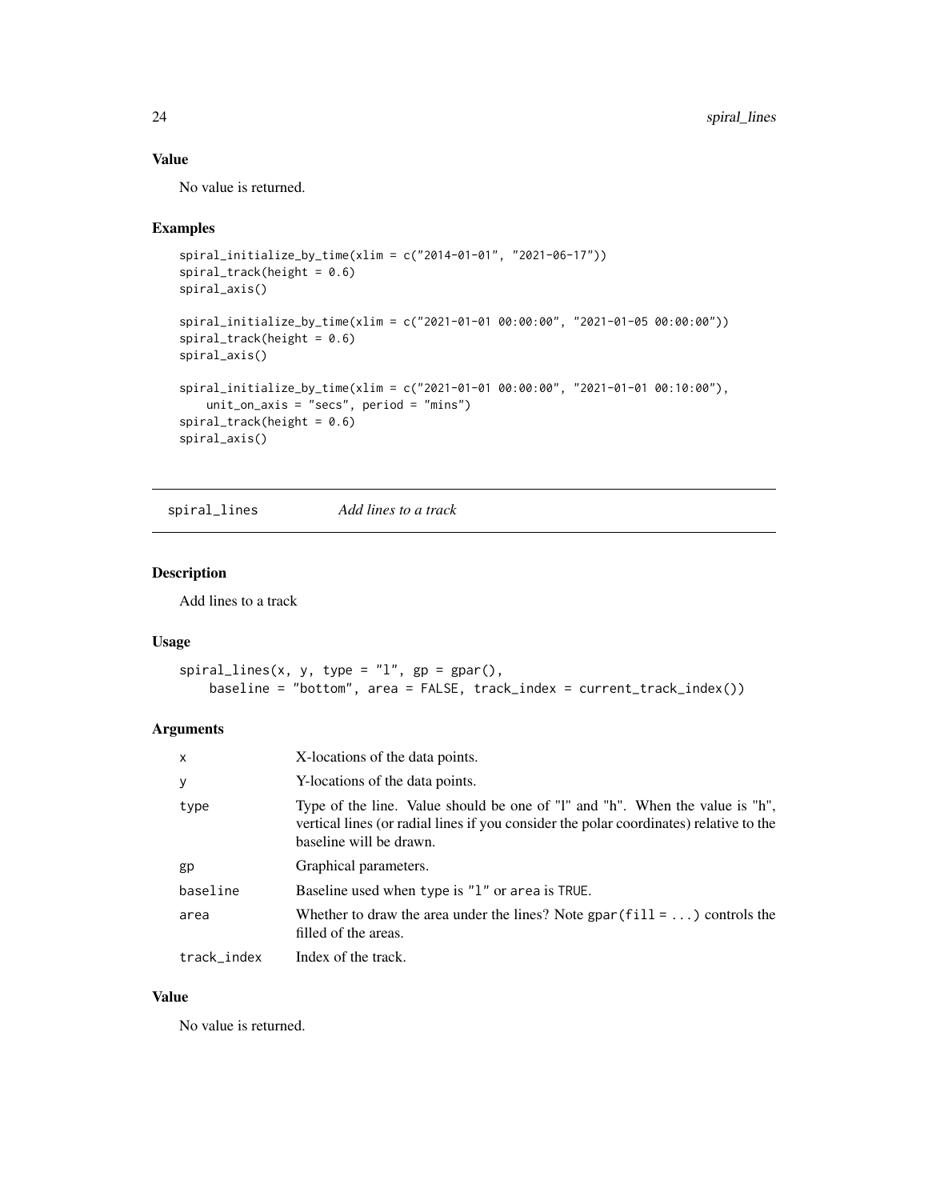## Value

No value is returned.

## Examples

```
spiral_initialize_by_time(xlim = c("2014-01-01", "2021-06-17"))
spiral_track(height = 0.6)
spiral_axis()

spiral_initialize_by_time(xlim = c("2021-01-01 00:00:00", "2021-01-05 00:00:00"))
spiral_track(height = 0.6)
spiral_axis()

spiral_initialize_by_time(xlim = c("2021-01-01 00:00:00", "2021-01-01 00:10:00"),
    unit_on_axis = "secs", period = "mins")
spiral_track(height = 0.6)
spiral_axis()
```

---

# spiral_lines    *Add lines to a track*

---

## Description

Add lines to a track

## Usage

```
spiral_lines(x, y, type = "l", gp = gpar(),
    baseline = "bottom", area = FALSE, track_index = current_track_index())
```

## Arguments

| | |
|---|---|
| `x` | X-locations of the data points. |
| `y` | Y-locations of the data points. |
| `type` | Type of the line. Value should be one of "l" and "h". When the value is "h", vertical lines (or radial lines if you consider the polar coordinates) relative to the baseline will be drawn. |
| `gp` | Graphical parameters. |
| `baseline` | Baseline used when `type` is `"l"` or `area` is `TRUE`. |
| `area` | Whether to draw the area under the lines? Note `gpar(fill = ...)` controls the filled of the areas. |
| `track_index` | Index of the track. |

## Value

No value is returned.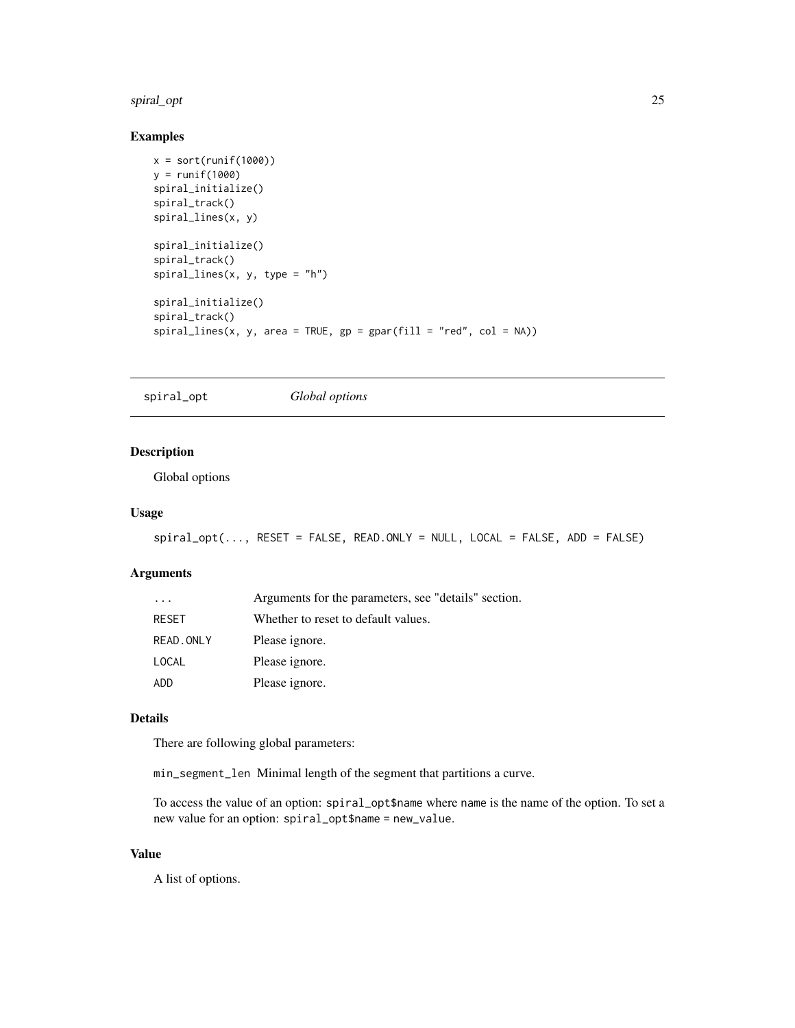## Examples

```
x = sort(runif(1000))
y = runif(1000)
spiral_initialize()
spiral_track()
spiral_lines(x, y)

spiral_initialize()
spiral_track()
spiral_lines(x, y, type = "h")

spiral_initialize()
spiral_track()
spiral_lines(x, y, area = TRUE, gp = gpar(fill = "red", col = NA))
```

---

# spiral_opt *Global options*

---

## Description

Global options

## Usage

```
spiral_opt(..., RESET = FALSE, READ.ONLY = NULL, LOCAL = FALSE, ADD = FALSE)
```

## Arguments

| | |
|---|---|
| `...` | Arguments for the parameters, see "details" section. |
| `RESET` | Whether to reset to default values. |
| `READ.ONLY` | Please ignore. |
| `LOCAL` | Please ignore. |
| `ADD` | Please ignore. |

## Details

There are following global parameters:

`min_segment_len` Minimal length of the segment that partitions a curve.

To access the value of an option: `spiral_opt$name` where `name` is the name of the option. To set a new value for an option: `spiral_opt$name = new_value`.

## Value

A list of options.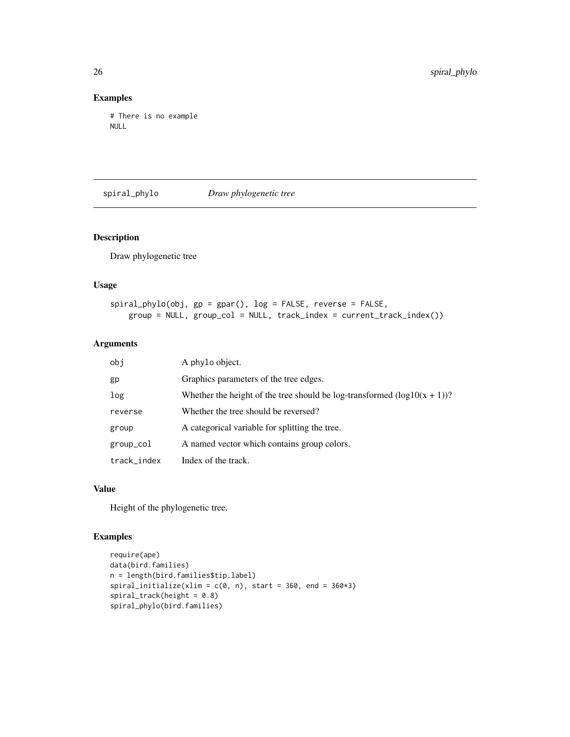## Examples

```
# There is no example
NULL
```

---

# spiral_phylo *Draw phylogenetic tree*

## Description

Draw phylogenetic tree

## Usage

```
spiral_phylo(obj, gp = gpar(), log = FALSE, reverse = FALSE,
    group = NULL, group_col = NULL, track_index = current_track_index())
```

## Arguments

| | |
|---|---|
| obj | A phylo object. |
| gp | Graphics parameters of the tree edges. |
| log | Whether the height of the tree should be log-transformed (log10(x + 1))? |
| reverse | Whether the tree should be reversed? |
| group | A categorical variable for splitting the tree. |
| group_col | A named vector which contains group colors. |
| track_index | Index of the track. |

## Value

Height of the phylogenetic tree.

## Examples

```
require(ape)
data(bird.families)
n = length(bird.families$tip.label)
spiral_initialize(xlim = c(0, n), start = 360, end = 360*3)
spiral_track(height = 0.8)
spiral_phylo(bird.families)
```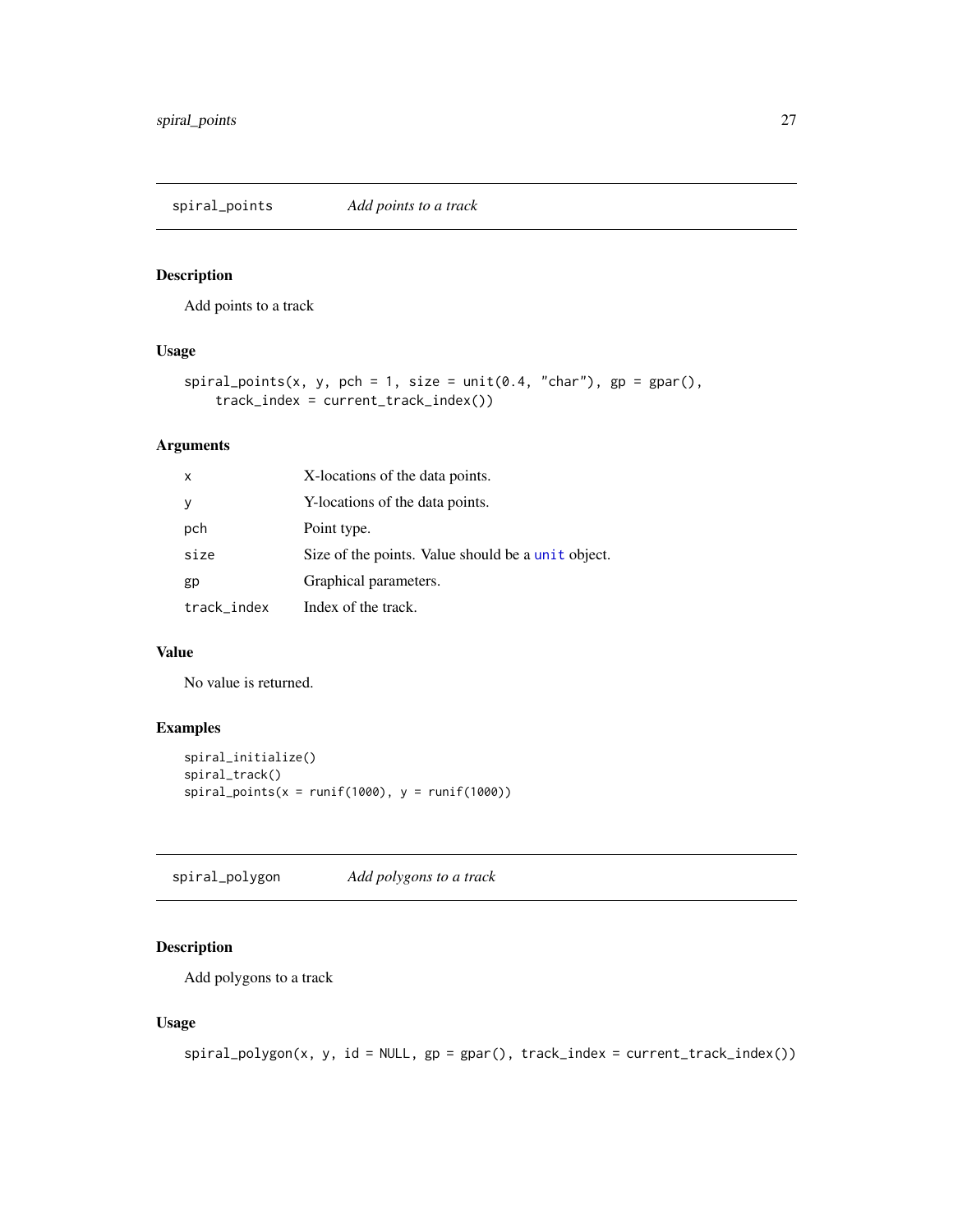## spiral_points *Add points to a track*

### Description

Add points to a track

### Usage

```
spiral_points(x, y, pch = 1, size = unit(0.4, "char"), gp = gpar(),
    track_index = current_track_index())
```

### Arguments

| | |
|---|---|
| x | X-locations of the data points. |
| y | Y-locations of the data points. |
| pch | Point type. |
| size | Size of the points. Value should be a `unit` object. |
| gp | Graphical parameters. |
| track_index | Index of the track. |

### Value

No value is returned.

### Examples

```
spiral_initialize()
spiral_track()
spiral_points(x = runif(1000), y = runif(1000))
```

## spiral_polygon *Add polygons to a track*

### Description

Add polygons to a track

### Usage

```
spiral_polygon(x, y, id = NULL, gp = gpar(), track_index = current_track_index())
```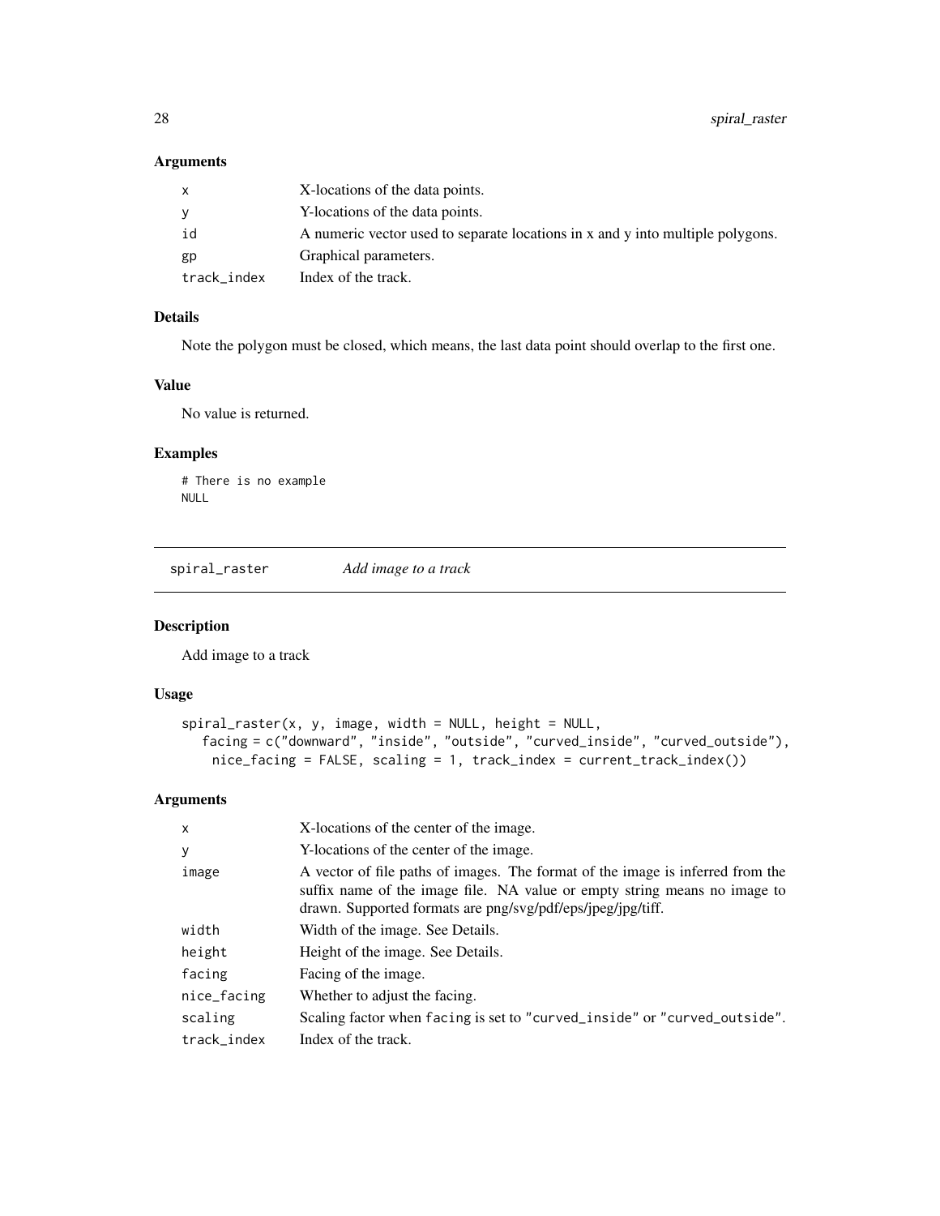### Arguments

| | |
|---|---|
| x | X-locations of the data points. |
| y | Y-locations of the data points. |
| id | A numeric vector used to separate locations in x and y into multiple polygons. |
| gp | Graphical parameters. |
| track_index | Index of the track. |

### Details

Note the polygon must be closed, which means, the last data point should overlap to the first one.

### Value

No value is returned.

### Examples

```
# There is no example
NULL
```

---

## spiral_raster *Add image to a track*

### Description

Add image to a track

### Usage

```
spiral_raster(x, y, image, width = NULL, height = NULL,
   facing = c("downward", "inside", "outside", "curved_inside", "curved_outside"),
    nice_facing = FALSE, scaling = 1, track_index = current_track_index())
```

### Arguments

| | |
|---|---|
| x | X-locations of the center of the image. |
| y | Y-locations of the center of the image. |
| image | A vector of file paths of images. The format of the image is inferred from the suffix name of the image file. NA value or empty string means no image to drawn. Supported formats are png/svg/pdf/eps/jpeg/jpg/tiff. |
| width | Width of the image. See Details. |
| height | Height of the image. See Details. |
| facing | Facing of the image. |
| nice_facing | Whether to adjust the facing. |
| scaling | Scaling factor when facing is set to "curved_inside" or "curved_outside". |
| track_index | Index of the track. |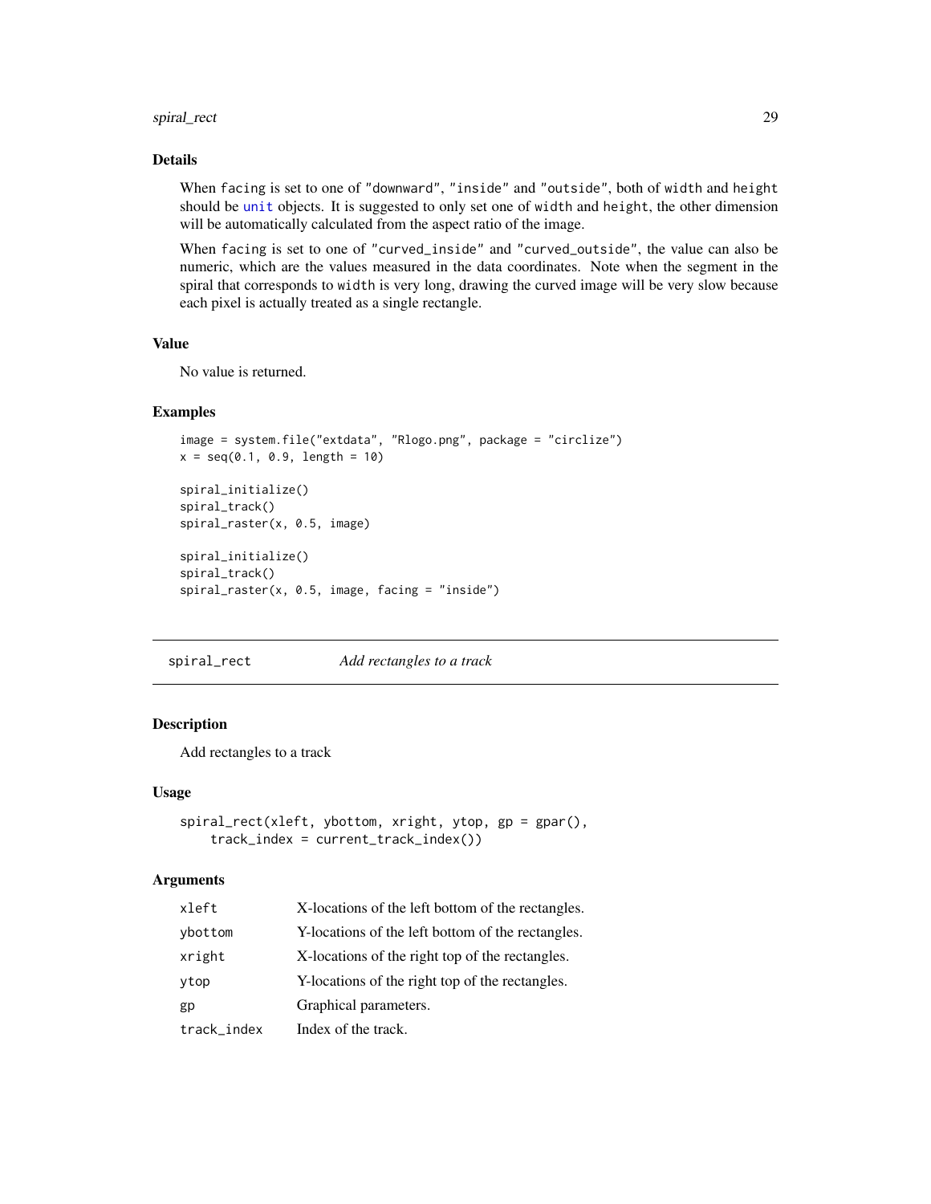## Details

When `facing` is set to one of `"downward"`, `"inside"` and `"outside"`, both of `width` and `height` should be `unit` objects. It is suggested to only set one of `width` and `height`, the other dimension will be automatically calculated from the aspect ratio of the image.

When `facing` is set to one of `"curved_inside"` and `"curved_outside"`, the value can also be numeric, which are the values measured in the data coordinates. Note when the segment in the spiral that corresponds to `width` is very long, drawing the curved image will be very slow because each pixel is actually treated as a single rectangle.

## Value

No value is returned.

## Examples

```
image = system.file("extdata", "Rlogo.png", package = "circlize")
x = seq(0.1, 0.9, length = 10)

spiral_initialize()
spiral_track()
spiral_raster(x, 0.5, image)

spiral_initialize()
spiral_track()
spiral_raster(x, 0.5, image, facing = "inside")
```

---

# spiral_rect — *Add rectangles to a track*

## Description

Add rectangles to a track

## Usage

```
spiral_rect(xleft, ybottom, xright, ytop, gp = gpar(),
    track_index = current_track_index())
```

## Arguments

| Argument | Description |
| --- | --- |
| `xleft` | X-locations of the left bottom of the rectangles. |
| `ybottom` | Y-locations of the left bottom of the rectangles. |
| `xright` | X-locations of the right top of the rectangles. |
| `ytop` | Y-locations of the right top of the rectangles. |
| `gp` | Graphical parameters. |
| `track_index` | Index of the track. |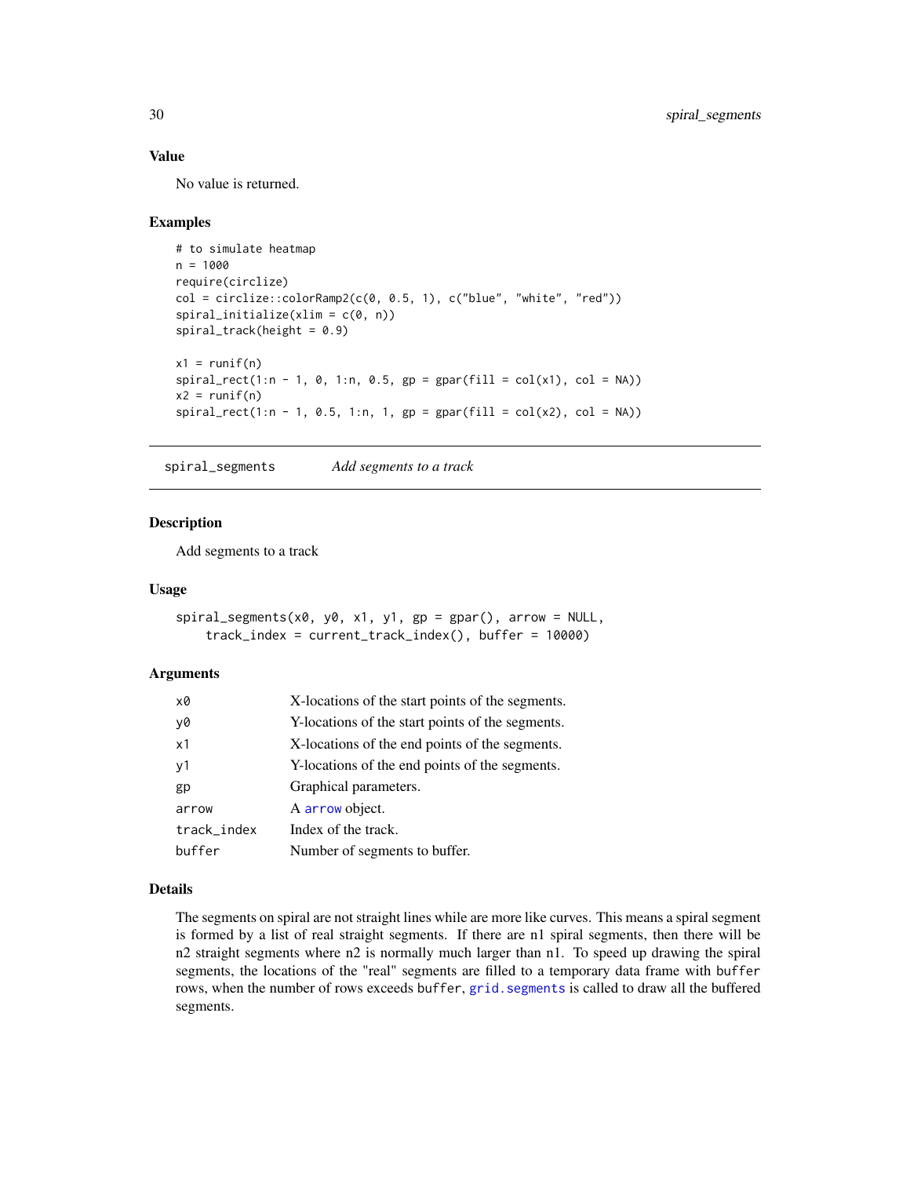### Value

No value is returned.

### Examples

```
# to simulate heatmap
n = 1000
require(circlize)
col = circlize::colorRamp2(c(0, 0.5, 1), c("blue", "white", "red"))
spiral_initialize(xlim = c(0, n))
spiral_track(height = 0.9)

x1 = runif(n)
spiral_rect(1:n - 1, 0, 1:n, 0.5, gp = gpar(fill = col(x1), col = NA))
x2 = runif(n)
spiral_rect(1:n - 1, 0.5, 1:n, 1, gp = gpar(fill = col(x2), col = NA))
```

---

## spiral_segments &nbsp;&nbsp;&nbsp; *Add segments to a track*

---

### Description

Add segments to a track

### Usage

```
spiral_segments(x0, y0, x1, y1, gp = gpar(), arrow = NULL,
    track_index = current_track_index(), buffer = 10000)
```

### Arguments

| | |
|---|---|
| `x0` | X-locations of the start points of the segments. |
| `y0` | Y-locations of the start points of the segments. |
| `x1` | X-locations of the end points of the segments. |
| `y1` | Y-locations of the end points of the segments. |
| `gp` | Graphical parameters. |
| `arrow` | A `arrow` object. |
| `track_index` | Index of the track. |
| `buffer` | Number of segments to buffer. |

### Details

The segments on spiral are not straight lines while are more like curves. This means a spiral segment is formed by a list of real straight segments. If there are n1 spiral segments, then there will be n2 straight segments where n2 is normally much larger than n1. To speed up drawing the spiral segments, the locations of the "real" segments are filled to a temporary data frame with `buffer` rows, when the number of rows exceeds `buffer`, `grid.segments` is called to draw all the buffered segments.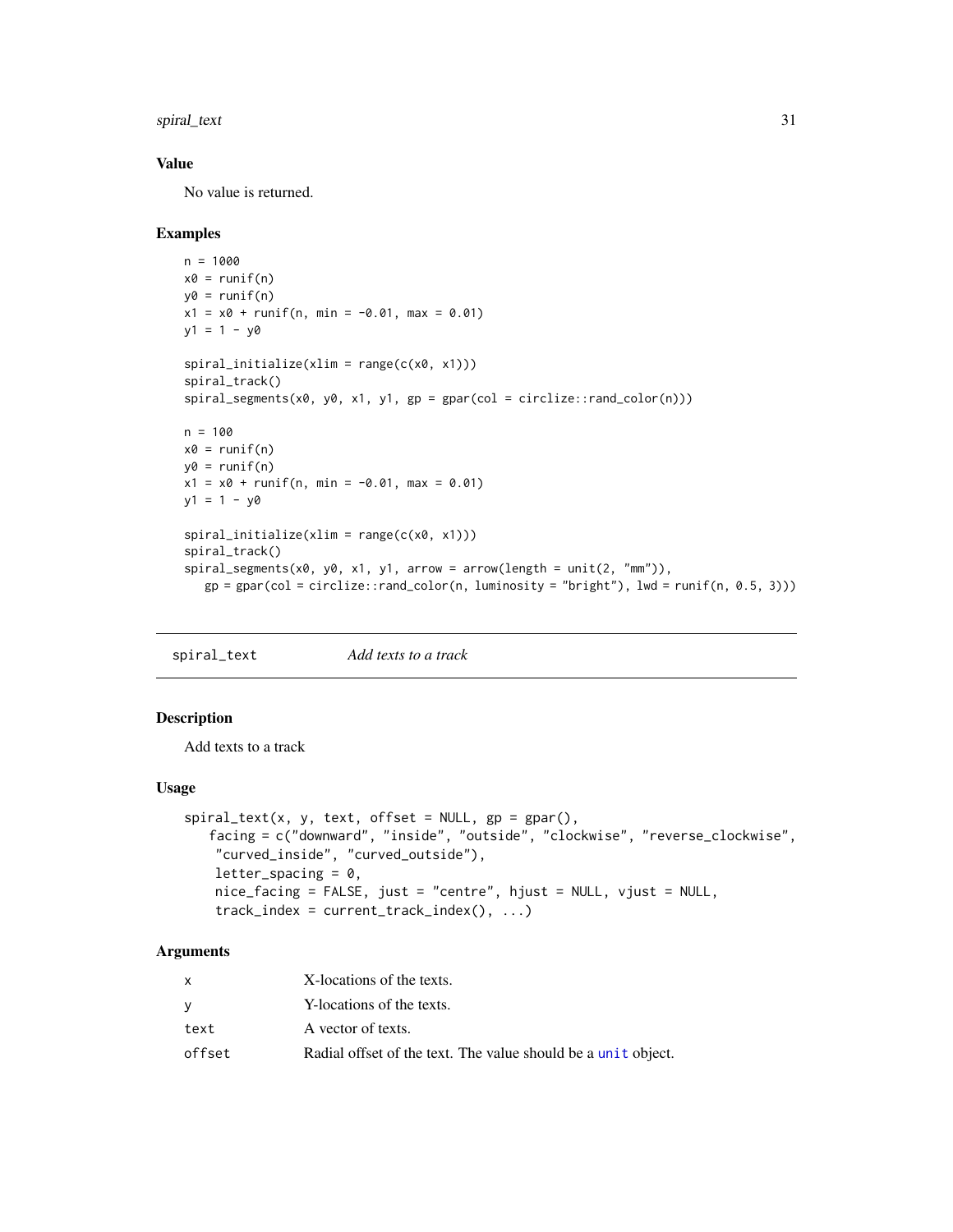### Value

No value is returned.

### Examples

```
n = 1000
x0 = runif(n)
y0 = runif(n)
x1 = x0 + runif(n, min = -0.01, max = 0.01)
y1 = 1 - y0

spiral_initialize(xlim = range(c(x0, x1)))
spiral_track()
spiral_segments(x0, y0, x1, y1, gp = gpar(col = circlize::rand_color(n)))

n = 100
x0 = runif(n)
y0 = runif(n)
x1 = x0 + runif(n, min = -0.01, max = 0.01)
y1 = 1 - y0

spiral_initialize(xlim = range(c(x0, x1)))
spiral_track()
spiral_segments(x0, y0, x1, y1, arrow = arrow(length = unit(2, "mm")),
   gp = gpar(col = circlize::rand_color(n, luminosity = "bright"), lwd = runif(n, 0.5, 3)))
```

---

## spiral_text *Add texts to a track*

### Description

Add texts to a track

### Usage

```
spiral_text(x, y, text, offset = NULL, gp = gpar(),
    facing = c("downward", "inside", "outside", "clockwise", "reverse_clockwise",
     "curved_inside", "curved_outside"),
     letter_spacing = 0,
     nice_facing = FALSE, just = "centre", hjust = NULL, vjust = NULL,
     track_index = current_track_index(), ...)
```

### Arguments

| | |
|---|---|
| x | X-locations of the texts. |
| y | Y-locations of the texts. |
| text | A vector of texts. |
| offset | Radial offset of the text. The value should be a unit object. |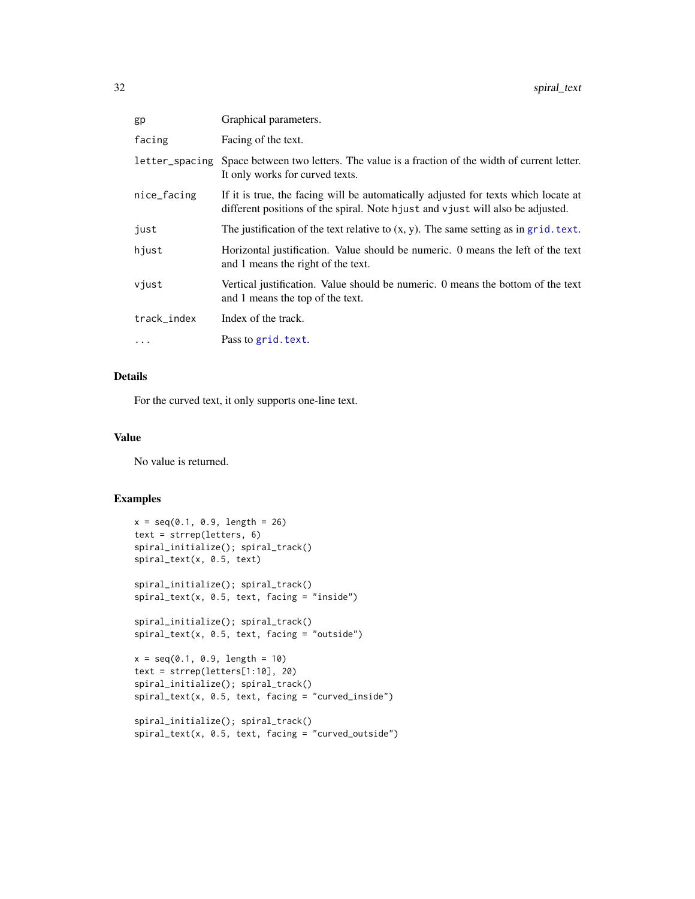| | |
|---|---|
| gp | Graphical parameters. |
| facing | Facing of the text. |
| letter_spacing | Space between two letters. The value is a fraction of the width of current letter. It only works for curved texts. |
| nice_facing | If it is true, the facing will be automatically adjusted for texts which locate at different positions of the spiral. Note hjust and vjust will also be adjusted. |
| just | The justification of the text relative to (x, y). The same setting as in grid.text. |
| hjust | Horizontal justification. Value should be numeric. 0 means the left of the text and 1 means the right of the text. |
| vjust | Vertical justification. Value should be numeric. 0 means the bottom of the text and 1 means the top of the text. |
| track_index | Index of the track. |
| ... | Pass to grid.text. |

## Details

For the curved text, it only supports one-line text.

## Value

No value is returned.

## Examples

```
x = seq(0.1, 0.9, length = 26)
text = strrep(letters, 6)
spiral_initialize(); spiral_track()
spiral_text(x, 0.5, text)

spiral_initialize(); spiral_track()
spiral_text(x, 0.5, text, facing = "inside")

spiral_initialize(); spiral_track()
spiral_text(x, 0.5, text, facing = "outside")

x = seq(0.1, 0.9, length = 10)
text = strrep(letters[1:10], 20)
spiral_initialize(); spiral_track()
spiral_text(x, 0.5, text, facing = "curved_inside")

spiral_initialize(); spiral_track()
spiral_text(x, 0.5, text, facing = "curved_outside")
```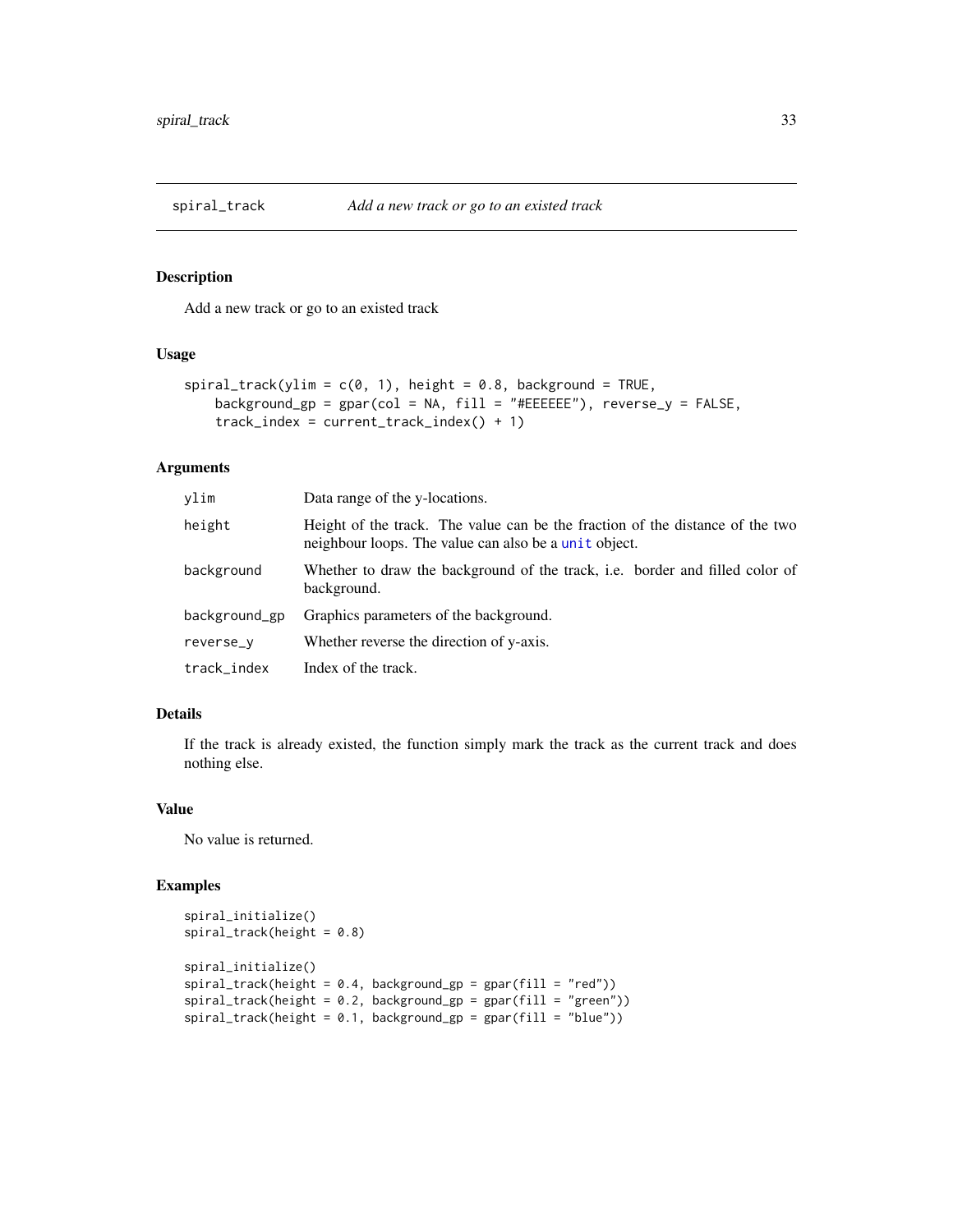## spiral_track — *Add a new track or go to an existed track*

### Description

Add a new track or go to an existed track

### Usage

```
spiral_track(ylim = c(0, 1), height = 0.8, background = TRUE,
    background_gp = gpar(col = NA, fill = "#EEEEEE"), reverse_y = FALSE,
    track_index = current_track_index() + 1)
```

### Arguments

| | |
|---|---|
| `ylim` | Data range of the y-locations. |
| `height` | Height of the track. The value can be the fraction of the distance of the two neighbour loops. The value can also be a `unit` object. |
| `background` | Whether to draw the background of the track, i.e. border and filled color of background. |
| `background_gp` | Graphics parameters of the background. |
| `reverse_y` | Whether reverse the direction of y-axis. |
| `track_index` | Index of the track. |

### Details

If the track is already existed, the function simply mark the track as the current track and does nothing else.

### Value

No value is returned.

### Examples

```
spiral_initialize()
spiral_track(height = 0.8)

spiral_initialize()
spiral_track(height = 0.4, background_gp = gpar(fill = "red"))
spiral_track(height = 0.2, background_gp = gpar(fill = "green"))
spiral_track(height = 0.1, background_gp = gpar(fill = "blue"))
```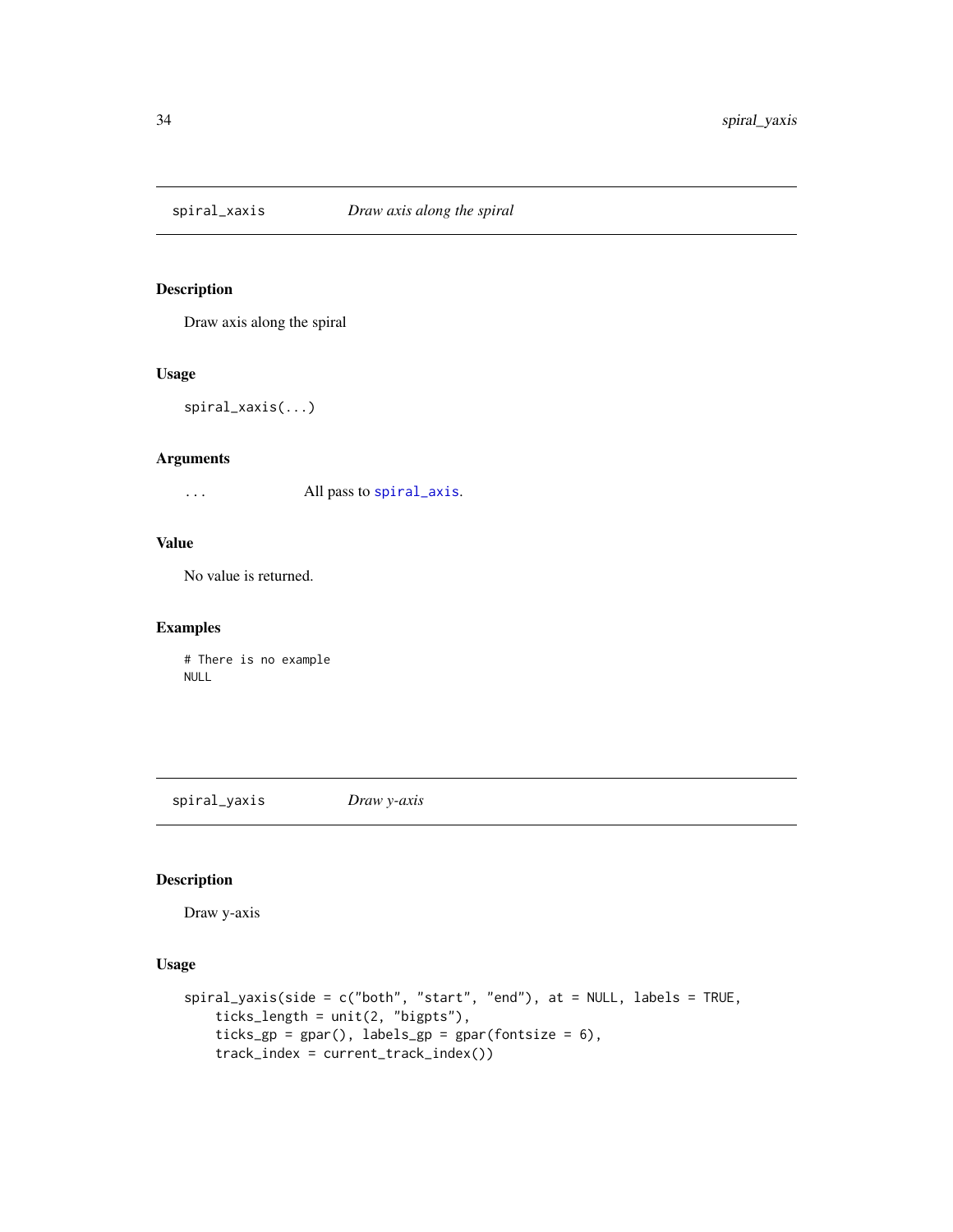## spiral_xaxis *Draw axis along the spiral*

### Description

Draw axis along the spiral

### Usage

```
spiral_xaxis(...)
```

### Arguments

| | |
|---|---|
| ... | All pass to `spiral_axis`. |

### Value

No value is returned.

### Examples

```
# There is no example
NULL
```

## spiral_yaxis *Draw y-axis*

### Description

Draw y-axis

### Usage

```
spiral_yaxis(side = c("both", "start", "end"), at = NULL, labels = TRUE,
    ticks_length = unit(2, "bigpts"),
    ticks_gp = gpar(), labels_gp = gpar(fontsize = 6),
    track_index = current_track_index())
```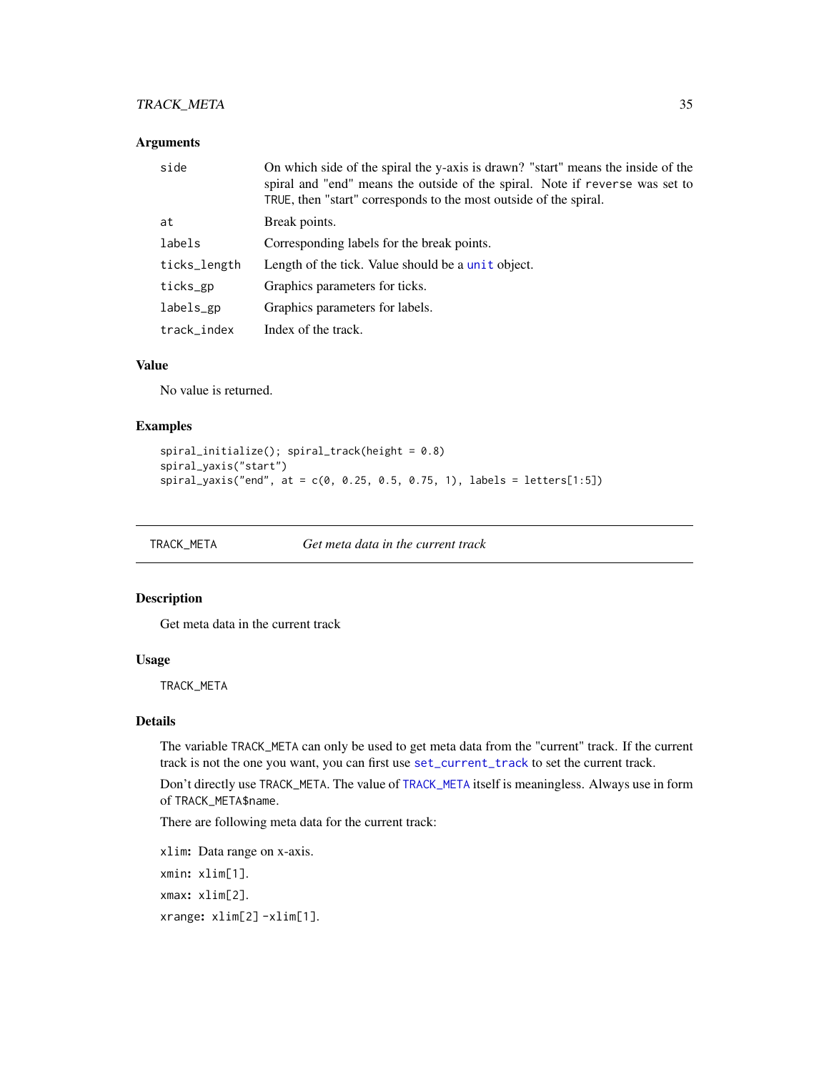### Arguments

| | |
|---|---|
| side | On which side of the spiral the y-axis is drawn? "start" means the inside of the spiral and "end" means the outside of the spiral. Note if `reverse` was set to `TRUE`, then "start" corresponds to the most outside of the spiral. |
| at | Break points. |
| labels | Corresponding labels for the break points. |
| ticks_length | Length of the tick. Value should be a `unit` object. |
| ticks_gp | Graphics parameters for ticks. |
| labels_gp | Graphics parameters for labels. |
| track_index | Index of the track. |

### Value

No value is returned.

### Examples

```
spiral_initialize(); spiral_track(height = 0.8)
spiral_yaxis("start")
spiral_yaxis("end", at = c(0, 0.25, 0.5, 0.75, 1), labels = letters[1:5])
```

---

## TRACK_META — *Get meta data in the current track*

---

### Description

Get meta data in the current track

### Usage

```
TRACK_META
```

### Details

The variable `TRACK_META` can only be used to get meta data from the "current" track. If the current track is not the one you want, you can first use `set_current_track` to set the current track.

Don't directly use `TRACK_META`. The value of `TRACK_META` itself is meaningless. Always use in form of `TRACK_META$name`.

There are following meta data for the current track:

`xlim`: Data range on x-axis.

`xmin`: `xlim[1]`.

`xmax`: `xlim[2]`.

`xrange`: `xlim[2] -xlim[1]`.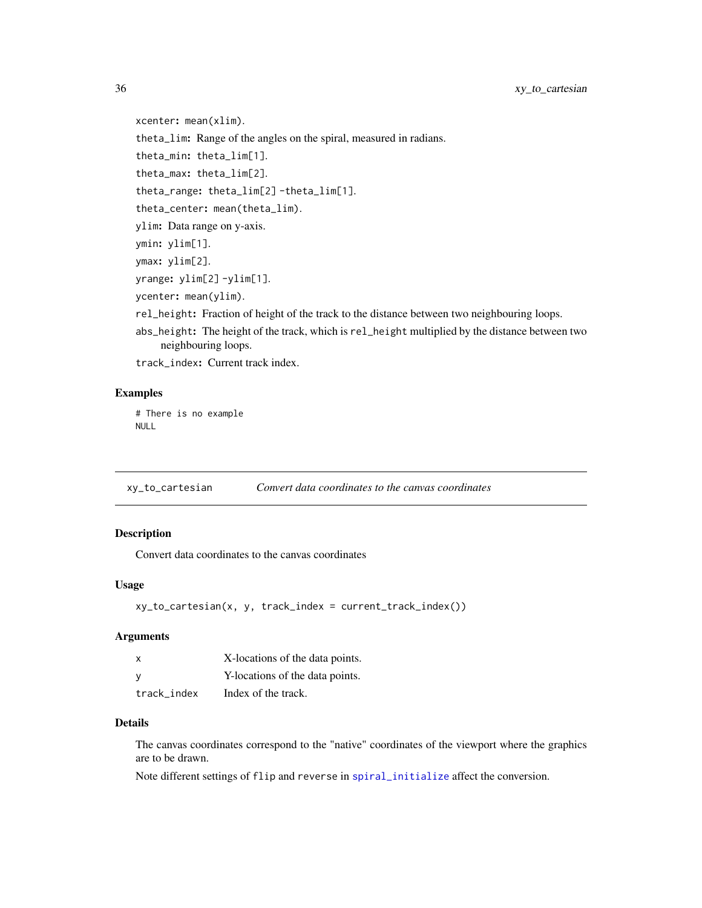`xcenter`: mean(xlim).

`theta_lim`: Range of the angles on the spiral, measured in radians.

`theta_min`: theta_lim[1].

`theta_max`: theta_lim[2].

`theta_range`: theta_lim[2] - theta_lim[1].

`theta_center`: mean(theta_lim).

`ylim`: Data range on y-axis.

`ymin`: ylim[1].

`ymax`: ylim[2].

`yrange`: ylim[2] - ylim[1].

`ycenter`: mean(ylim).

`rel_height`: Fraction of height of the track to the distance between two neighbouring loops.

`abs_height`: The height of the track, which is `rel_height` multiplied by the distance between two neighbouring loops.

`track_index`: Current track index.

### Examples

```
# There is no example
NULL
```

---

## xy_to_cartesian — *Convert data coordinates to the canvas coordinates*

### Description

Convert data coordinates to the canvas coordinates

### Usage

```
xy_to_cartesian(x, y, track_index = current_track_index())
```

### Arguments

| | |
|---|---|
| x | X-locations of the data points. |
| y | Y-locations of the data points. |
| track_index | Index of the track. |

### Details

The canvas coordinates correspond to the "native" coordinates of the viewport where the graphics are to be drawn.

Note different settings of `flip` and `reverse` in `spiral_initialize` affect the conversion.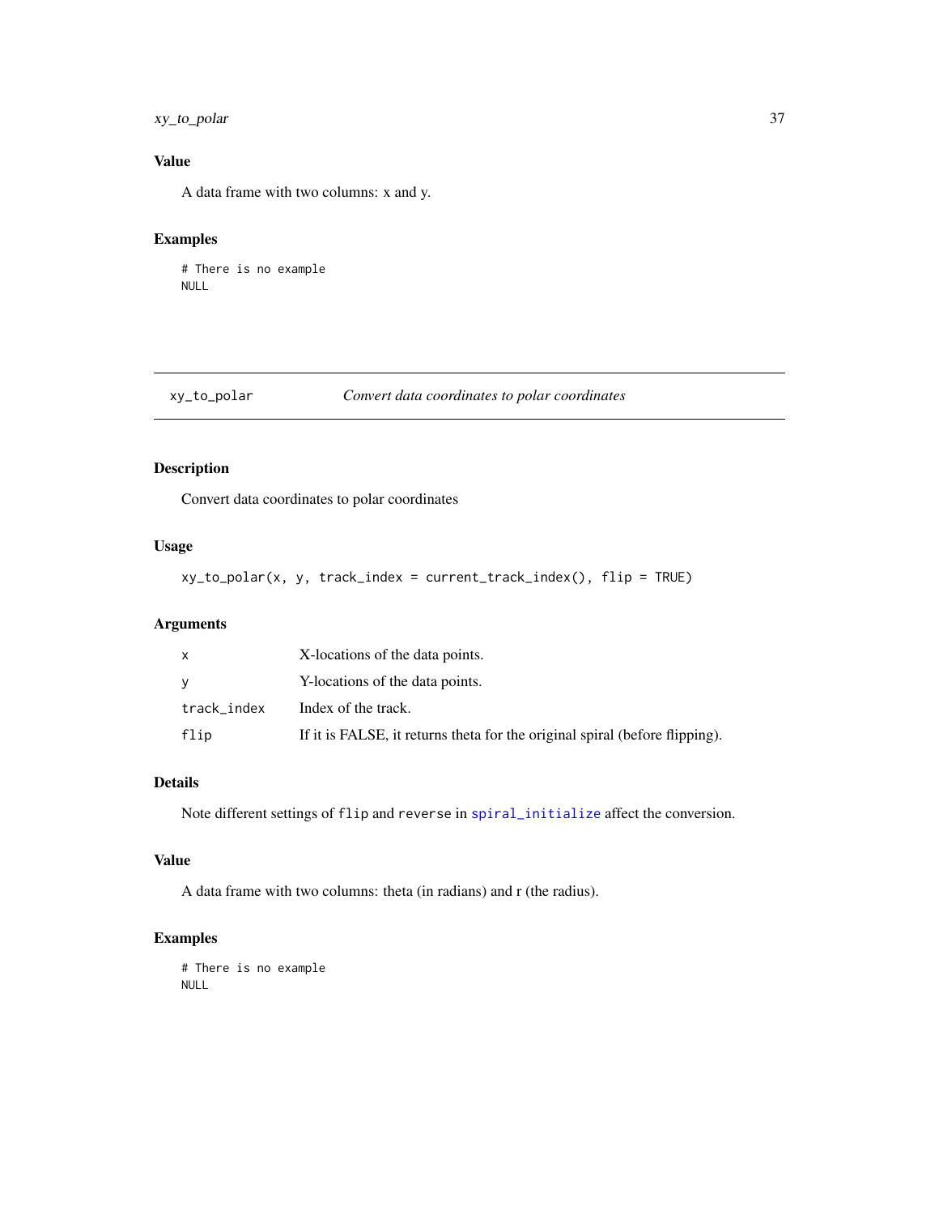### Value

A data frame with two columns: x and y.

### Examples

```
# There is no example
NULL
```

---

## xy_to_polar — *Convert data coordinates to polar coordinates*

### Description

Convert data coordinates to polar coordinates

### Usage

```
xy_to_polar(x, y, track_index = current_track_index(), flip = TRUE)
```

### Arguments

| | |
|---|---|
| `x` | X-locations of the data points. |
| `y` | Y-locations of the data points. |
| `track_index` | Index of the track. |
| `flip` | If it is FALSE, it returns theta for the original spiral (before flipping). |

### Details

Note different settings of `flip` and `reverse` in `spiral_initialize` affect the conversion.

### Value

A data frame with two columns: theta (in radians) and r (the radius).

### Examples

```
# There is no example
NULL
```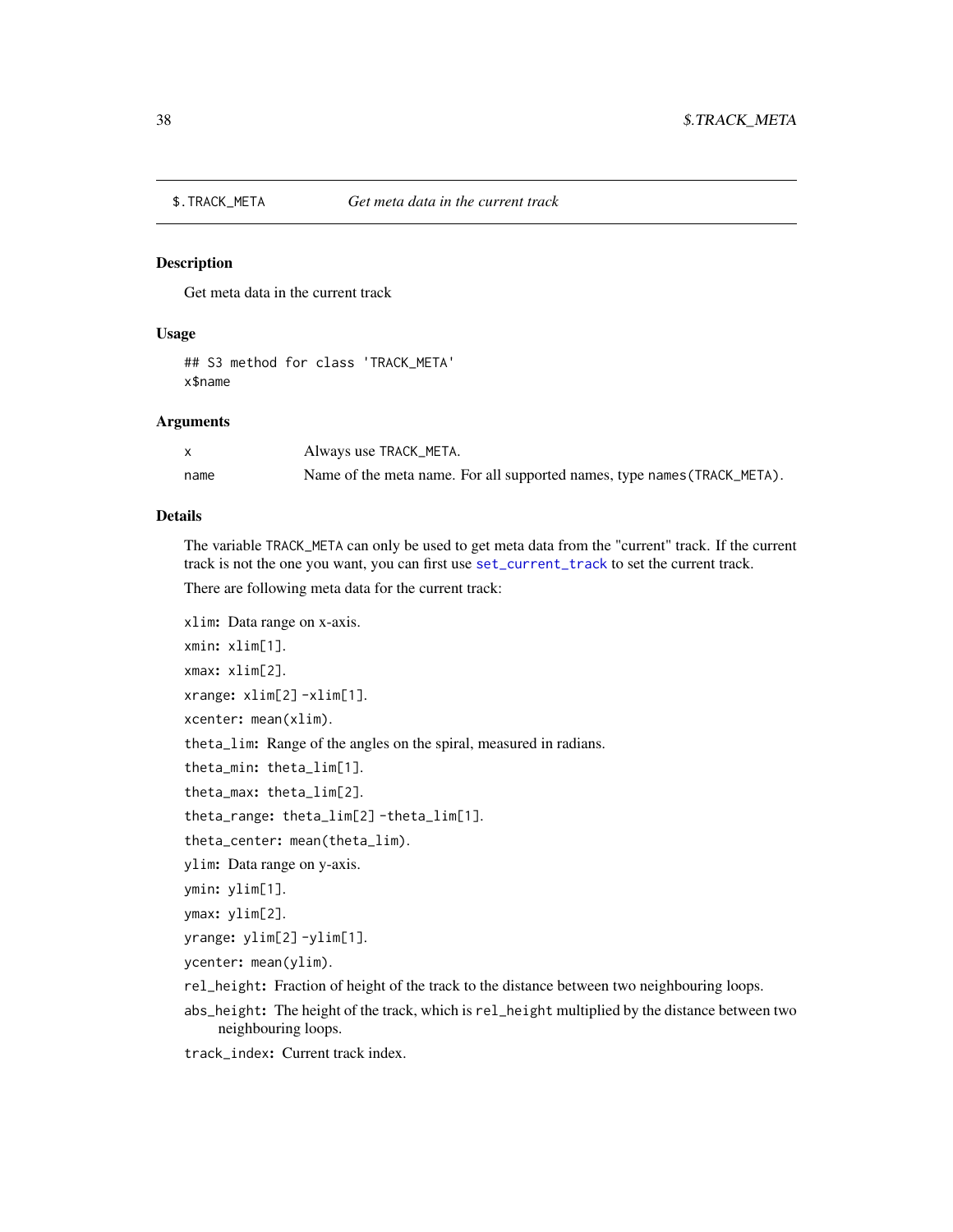## $.TRACK_META — *Get meta data in the current track*

### Description

Get meta data in the current track

### Usage

```
## S3 method for class 'TRACK_META'
x$name
```

### Arguments

| | |
|---|---|
| `x` | Always use `TRACK_META`. |
| `name` | Name of the meta name. For all supported names, type `names(TRACK_META)`. |

### Details

The variable `TRACK_META` can only be used to get meta data from the "current" track. If the current track is not the one you want, you can first use `set_current_track` to set the current track.

There are following meta data for the current track:

**`xlim`:** Data range on x-axis.

**`xmin`:** `xlim[1]`.

**`xmax`:** `xlim[2]`.

**`xrange`:** `xlim[2] -xlim[1]`.

**`xcenter`:** `mean(xlim)`.

**`theta_lim`:** Range of the angles on the spiral, measured in radians.

**`theta_min`:** `theta_lim[1]`.

**`theta_max`:** `theta_lim[2]`.

**`theta_range`:** `theta_lim[2] -theta_lim[1]`.

**`theta_center`:** `mean(theta_lim)`.

**`ylim`:** Data range on y-axis.

**`ymin`:** `ylim[1]`.

**`ymax`:** `ylim[2]`.

**`yrange`:** `ylim[2] -ylim[1]`.

**`ycenter`:** `mean(ylim)`.

**`rel_height`:** Fraction of height of the track to the distance between two neighbouring loops.

**`abs_height`:** The height of the track, which is `rel_height` multiplied by the distance between two neighbouring loops.

**`track_index`:** Current track index.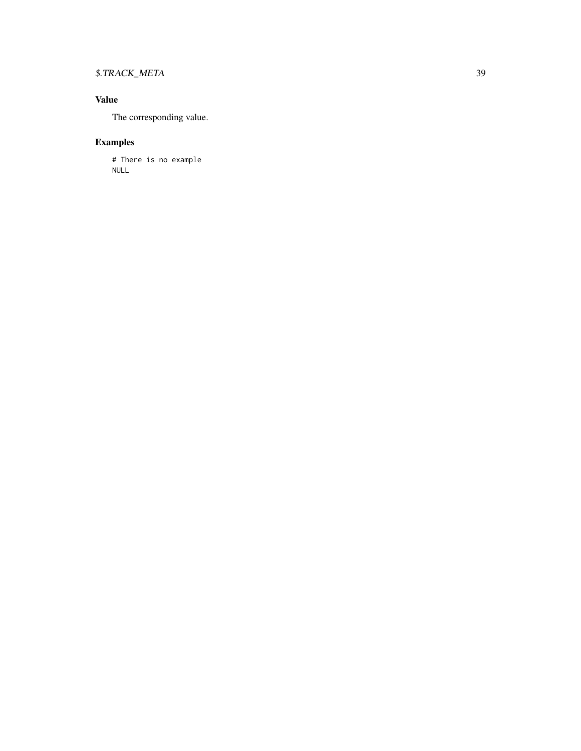## Value

The corresponding value.

## Examples

```
# There is no example
NULL
```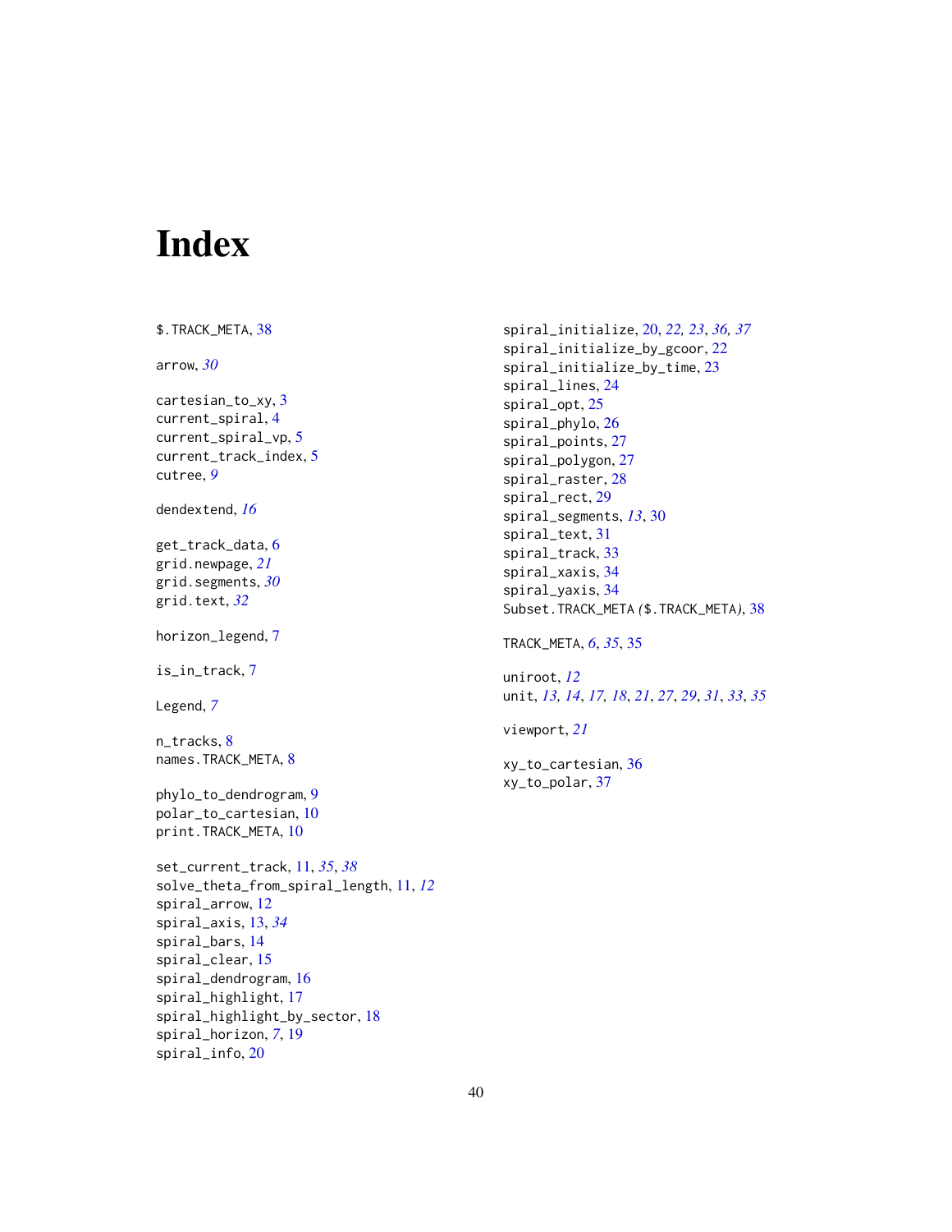# Index

$.TRACK_META, 38

arrow, *30*

cartesian_to_xy, 3
current_spiral, 4
current_spiral_vp, 5
current_track_index, 5
cutree, *9*

dendextend, *16*

get_track_data, 6
grid.newpage, *21*
grid.segments, *30*
grid.text, *32*

horizon_legend, 7

is_in_track, 7

Legend, *7*

n_tracks, 8
names.TRACK_META, 8

phylo_to_dendrogram, 9
polar_to_cartesian, 10
print.TRACK_META, 10

set_current_track, 11, *35*, *38*
solve_theta_from_spiral_length, 11, *12*
spiral_arrow, 12
spiral_axis, 13, *34*
spiral_bars, 14
spiral_clear, 15
spiral_dendrogram, 16
spiral_highlight, 17
spiral_highlight_by_sector, 18
spiral_horizon, *7*, 19
spiral_info, 20
spiral_initialize, 20, *22, 23*, *36, 37*
spiral_initialize_by_gcoor, 22
spiral_initialize_by_time, 23
spiral_lines, 24
spiral_opt, 25
spiral_phylo, 26
spiral_points, 27
spiral_polygon, 27
spiral_raster, 28
spiral_rect, 29
spiral_segments, *13*, 30
spiral_text, 31
spiral_track, 33
spiral_xaxis, 34
spiral_yaxis, 34
Subset.TRACK_META ($.TRACK_META), 38

TRACK_META, *6*, *35*, 35

uniroot, *12*
unit, *13, 14*, *17, 18*, *21*, *27*, *29*, *31*, *33*, *35*

viewport, *21*

xy_to_cartesian, 36
xy_to_polar, 37